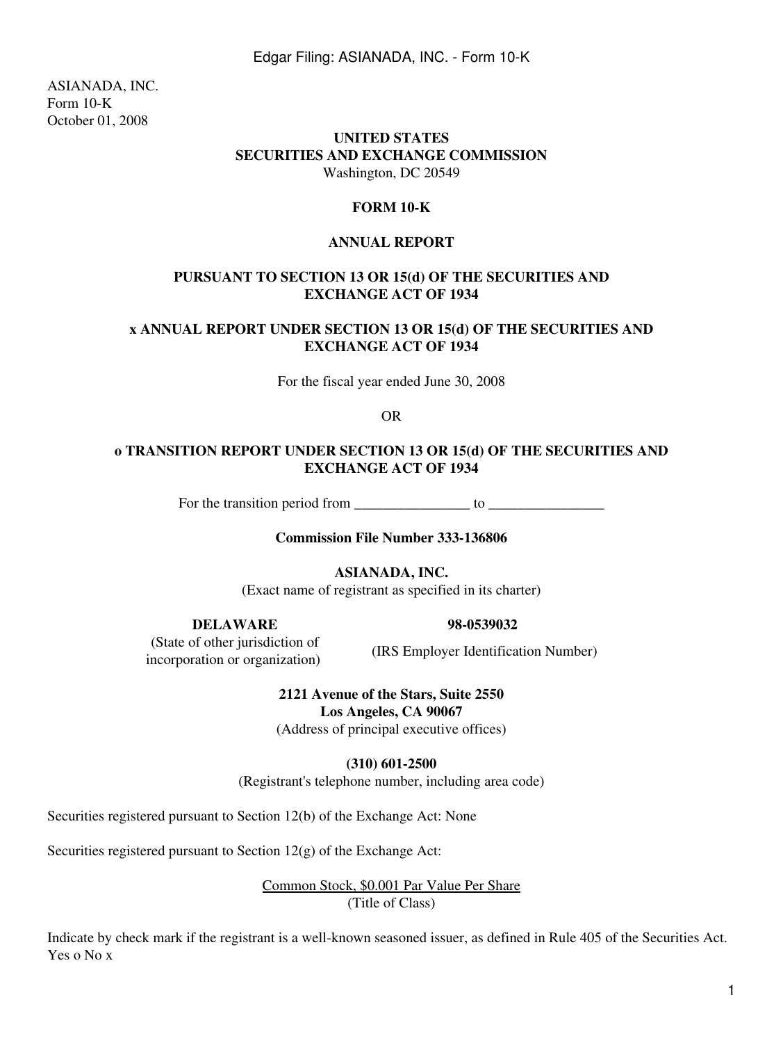ASIANADA, INC.
Form 10-K
October 01, 2008

**UNITED STATES**
**SECURITIES AND EXCHANGE COMMISSION**
Washington, DC 20549

**FORM 10-K**

**ANNUAL REPORT**

**PURSUANT TO SECTION 13 OR 15(d) OF THE SECURITIES AND EXCHANGE ACT OF 1934**

**x ANNUAL REPORT UNDER SECTION 13 OR 15(d) OF THE SECURITIES AND EXCHANGE ACT OF 1934**

For the fiscal year ended June 30, 2008

OR

**o TRANSITION REPORT UNDER SECTION 13 OR 15(d) OF THE SECURITIES AND EXCHANGE ACT OF 1934**

For the transition period from ________________ to ________________

**Commission File Number 333-136806**

**ASIANADA, INC.**
(Exact name of registrant as specified in its charter)

| **DELAWARE** | **98-0539032** |
|---|---|
| (State of other jurisdiction of incorporation or organization) | (IRS Employer Identification Number) |

**2121 Avenue of the Stars, Suite 2550**
**Los Angeles, CA 90067**
(Address of principal executive offices)

**(310) 601-2500**
(Registrant's telephone number, including area code)

Securities registered pursuant to Section 12(b) of the Exchange Act: None

Securities registered pursuant to Section 12(g) of the Exchange Act:

Common Stock, $0.001 Par Value Per Share
(Title of Class)

Indicate by check mark if the registrant is a well-known seasoned issuer, as defined in Rule 405 of the Securities Act. Yes o No x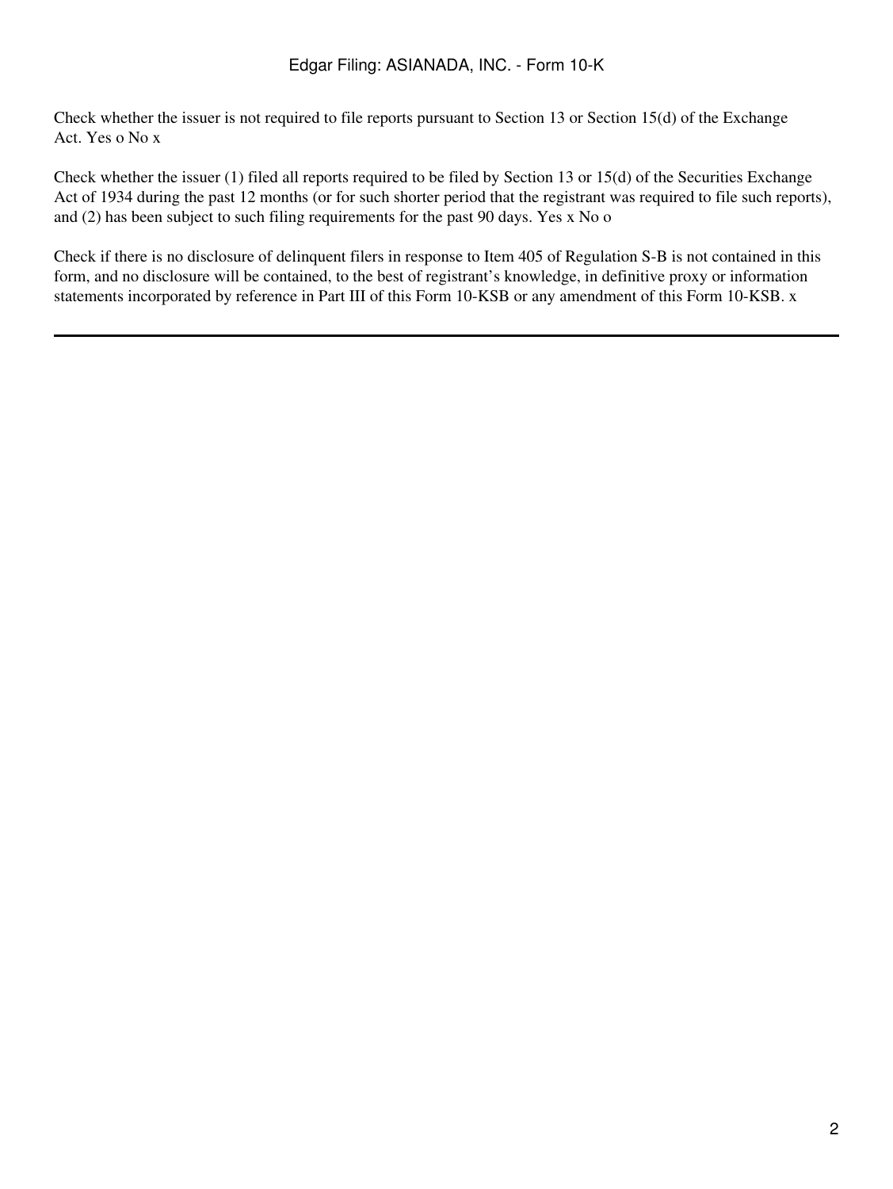Check whether the issuer is not required to file reports pursuant to Section 13 or Section 15(d) of the Exchange Act. Yes o No x

Check whether the issuer (1) filed all reports required to be filed by Section 13 or 15(d) of the Securities Exchange Act of 1934 during the past 12 months (or for such shorter period that the registrant was required to file such reports), and (2) has been subject to such filing requirements for the past 90 days. Yes x No o

Check if there is no disclosure of delinquent filers in response to Item 405 of Regulation S-B is not contained in this form, and no disclosure will be contained, to the best of registrant's knowledge, in definitive proxy or information statements incorporated by reference in Part III of this Form 10-KSB or any amendment of this Form 10-KSB. x

---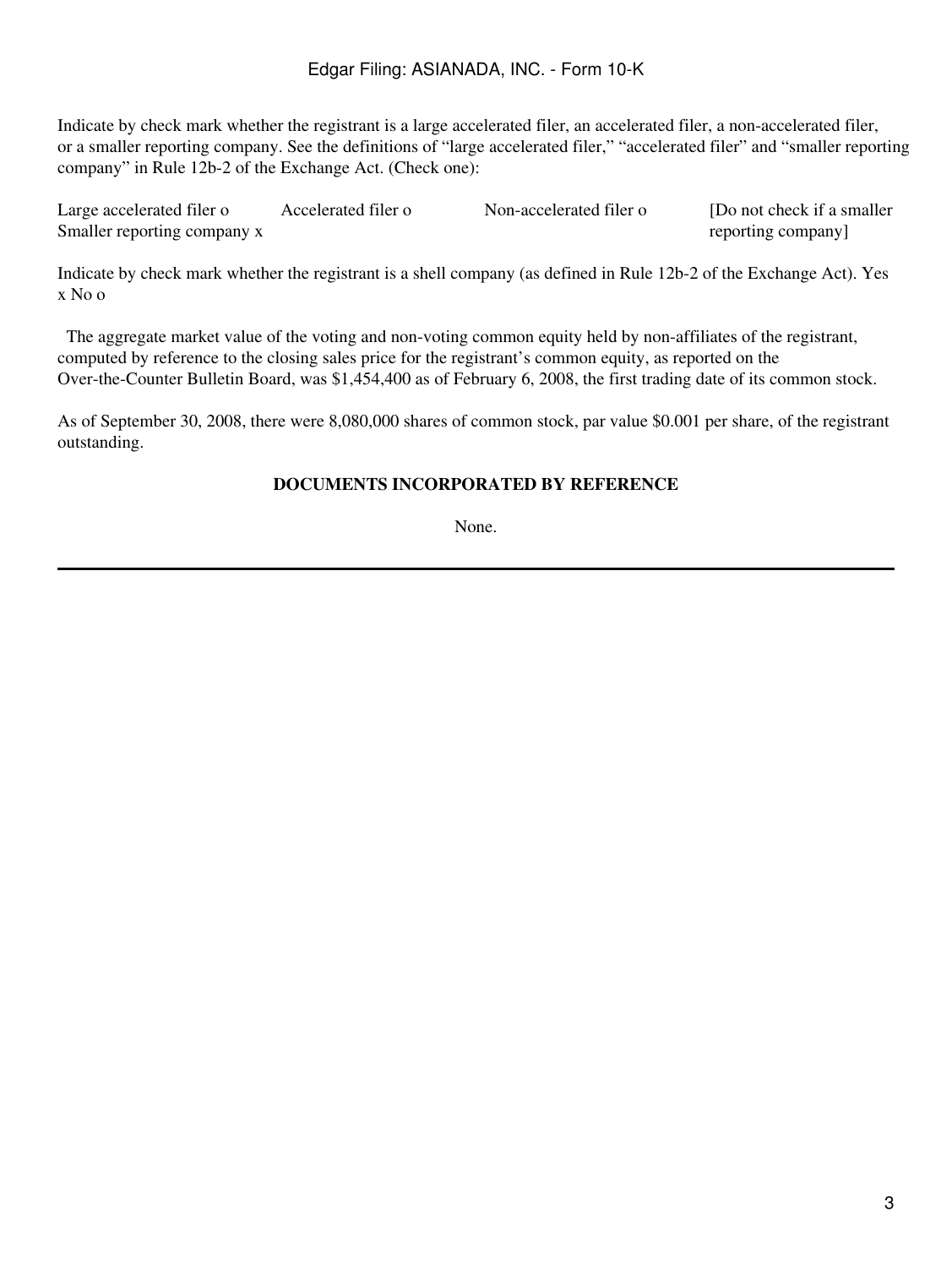Indicate by check mark whether the registrant is a large accelerated filer, an accelerated filer, a non-accelerated filer, or a smaller reporting company. See the definitions of "large accelerated filer," "accelerated filer" and "smaller reporting company" in Rule 12b-2 of the Exchange Act. (Check one):

| Large accelerated filer o | Accelerated filer o | Non-accelerated filer o | [Do not check if a smaller reporting company] |
|---|---|---|---|
| Smaller reporting company x | | | |

Indicate by check mark whether the registrant is a shell company (as defined in Rule 12b-2 of the Exchange Act). Yes x No o

The aggregate market value of the voting and non-voting common equity held by non-affiliates of the registrant, computed by reference to the closing sales price for the registrant's common equity, as reported on the Over-the-Counter Bulletin Board, was $1,454,400 as of February 6, 2008, the first trading date of its common stock.

As of September 30, 2008, there were 8,080,000 shares of common stock, par value $0.001 per share, of the registrant outstanding.

**DOCUMENTS INCORPORATED BY REFERENCE**

None.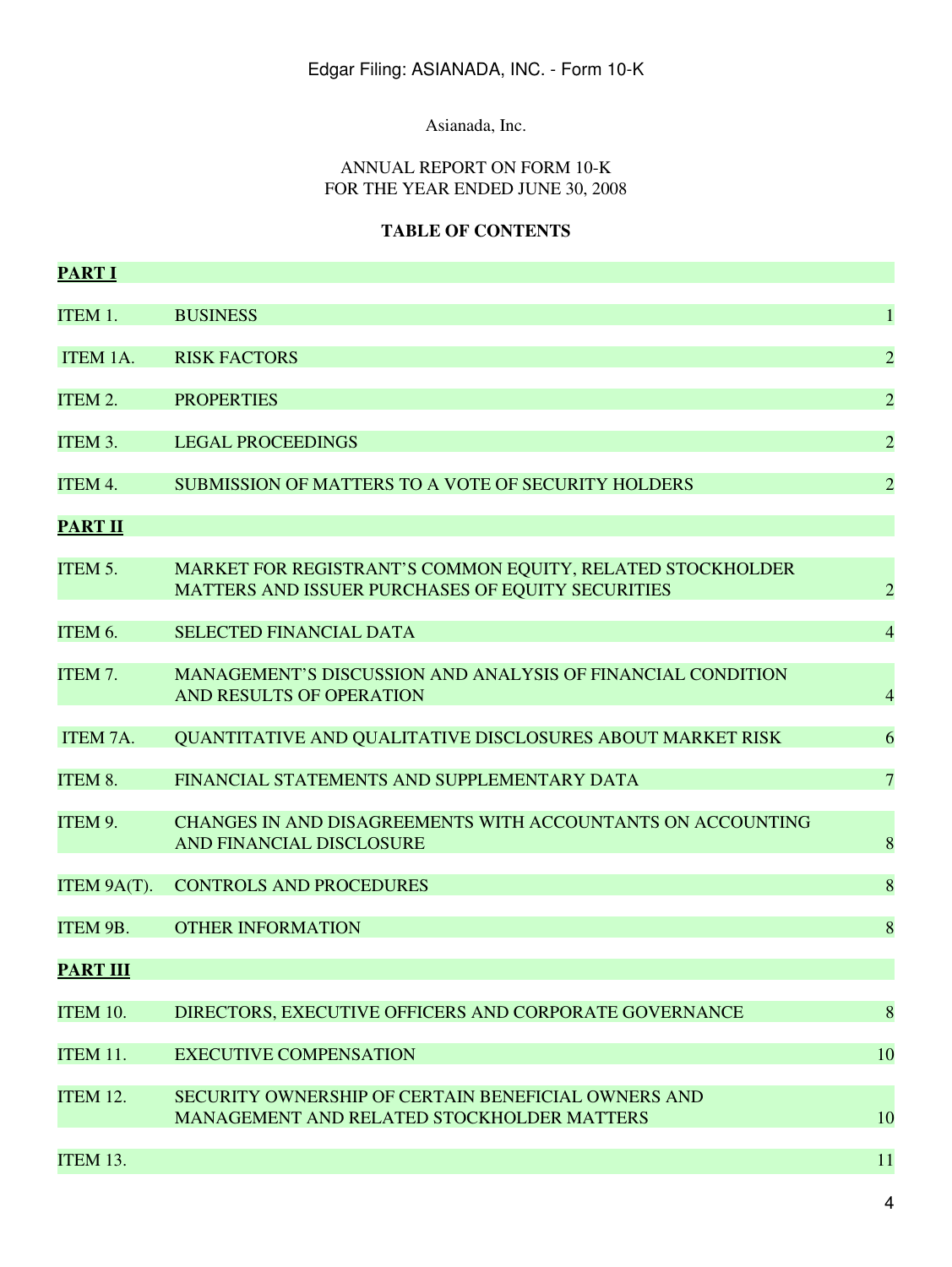Asianada, Inc.

ANNUAL REPORT ON FORM 10-K
FOR THE YEAR ENDED JUNE 30, 2008

**TABLE OF CONTENTS**

| | | |
|---|---|---|
| **PART I** | | |
| ITEM 1. | BUSINESS | 1 |
| ITEM 1A. | RISK FACTORS | 2 |
| ITEM 2. | PROPERTIES | 2 |
| ITEM 3. | LEGAL PROCEEDINGS | 2 |
| ITEM 4. | SUBMISSION OF MATTERS TO A VOTE OF SECURITY HOLDERS | 2 |
| **PART II** | | |
| ITEM 5. | MARKET FOR REGISTRANT'S COMMON EQUITY, RELATED STOCKHOLDER MATTERS AND ISSUER PURCHASES OF EQUITY SECURITIES | 2 |
| ITEM 6. | SELECTED FINANCIAL DATA | 4 |
| ITEM 7. | MANAGEMENT'S DISCUSSION AND ANALYSIS OF FINANCIAL CONDITION AND RESULTS OF OPERATION | 4 |
| ITEM 7A. | QUANTITATIVE AND QUALITATIVE DISCLOSURES ABOUT MARKET RISK | 6 |
| ITEM 8. | FINANCIAL STATEMENTS AND SUPPLEMENTARY DATA | 7 |
| ITEM 9. | CHANGES IN AND DISAGREEMENTS WITH ACCOUNTANTS ON ACCOUNTING AND FINANCIAL DISCLOSURE | 8 |
| ITEM 9A(T). | CONTROLS AND PROCEDURES | 8 |
| ITEM 9B. | OTHER INFORMATION | 8 |
| **PART III** | | |
| ITEM 10. | DIRECTORS, EXECUTIVE OFFICERS AND CORPORATE GOVERNANCE | 8 |
| ITEM 11. | EXECUTIVE COMPENSATION | 10 |
| ITEM 12. | SECURITY OWNERSHIP OF CERTAIN BENEFICIAL OWNERS AND MANAGEMENT AND RELATED STOCKHOLDER MATTERS | 10 |
| ITEM 13. | | 11 |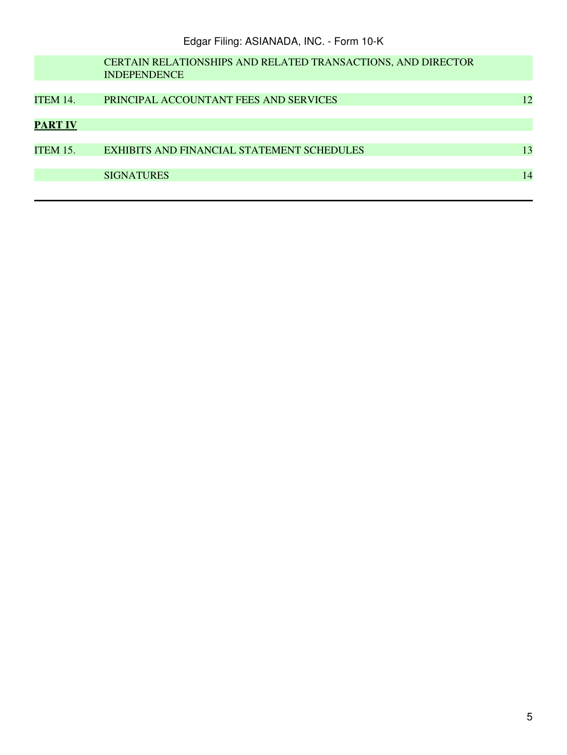| | | |
|---|---|---|
| | CERTAIN RELATIONSHIPS AND RELATED TRANSACTIONS, AND DIRECTOR INDEPENDENCE | |
| ITEM 14. | PRINCIPAL ACCOUNTANT FEES AND SERVICES | 12 |
| **PART IV** | | |
| ITEM 15. | EXHIBITS AND FINANCIAL STATEMENT SCHEDULES | 13 |
| | SIGNATURES | 14 |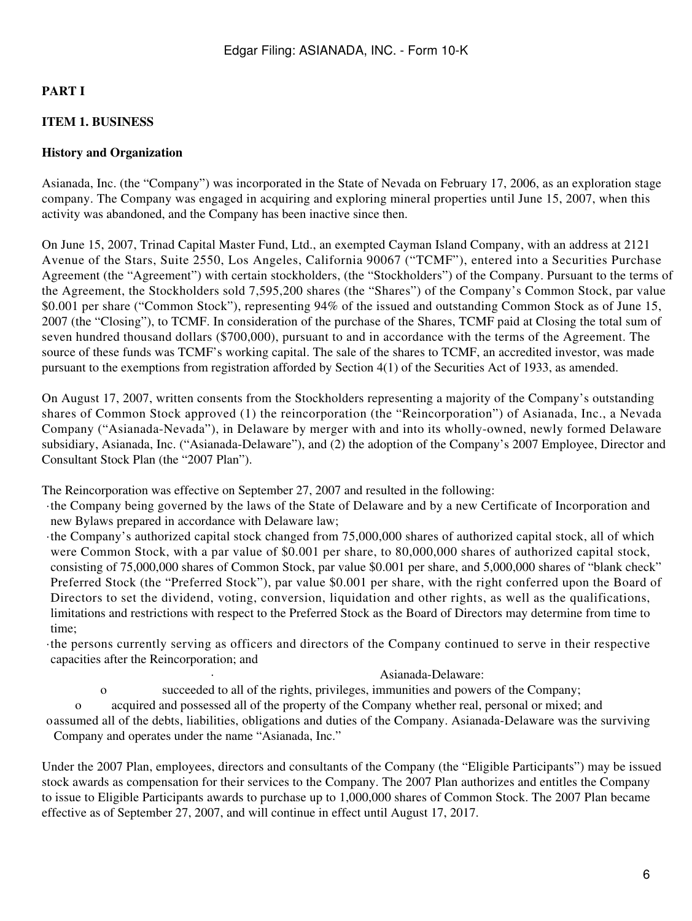## PART I

### ITEM 1. BUSINESS

**History and Organization**

Asianada, Inc. (the "Company") was incorporated in the State of Nevada on February 17, 2006, as an exploration stage company. The Company was engaged in acquiring and exploring mineral properties until June 15, 2007, when this activity was abandoned, and the Company has been inactive since then.

On June 15, 2007, Trinad Capital Master Fund, Ltd., an exempted Cayman Island Company, with an address at 2121 Avenue of the Stars, Suite 2550, Los Angeles, California 90067 ("TCMF"), entered into a Securities Purchase Agreement (the "Agreement") with certain stockholders, (the "Stockholders") of the Company. Pursuant to the terms of the Agreement, the Stockholders sold 7,595,200 shares (the "Shares") of the Company's Common Stock, par value $0.001 per share ("Common Stock"), representing 94% of the issued and outstanding Common Stock as of June 15, 2007 (the "Closing"), to TCMF. In consideration of the purchase of the Shares, TCMF paid at Closing the total sum of seven hundred thousand dollars ($700,000), pursuant to and in accordance with the terms of the Agreement. The source of these funds was TCMF's working capital. The sale of the shares to TCMF, an accredited investor, was made pursuant to the exemptions from registration afforded by Section 4(1) of the Securities Act of 1933, as amended.

On August 17, 2007, written consents from the Stockholders representing a majority of the Company's outstanding shares of Common Stock approved (1) the reincorporation (the "Reincorporation") of Asianada, Inc., a Nevada Company ("Asianada-Nevada"), in Delaware by merger with and into its wholly-owned, newly formed Delaware subsidiary, Asianada, Inc. ("Asianada-Delaware"), and (2) the adoption of the Company's 2007 Employee, Director and Consultant Stock Plan (the "2007 Plan").

The Reincorporation was effective on September 27, 2007 and resulted in the following:

- the Company being governed by the laws of the State of Delaware and by a new Certificate of Incorporation and new Bylaws prepared in accordance with Delaware law;
- the Company's authorized capital stock changed from 75,000,000 shares of authorized capital stock, all of which were Common Stock, with a par value of $0.001 per share, to 80,000,000 shares of authorized capital stock, consisting of 75,000,000 shares of Common Stock, par value $0.001 per share, and 5,000,000 shares of "blank check" Preferred Stock (the "Preferred Stock"), par value $0.001 per share, with the right conferred upon the Board of Directors to set the dividend, voting, conversion, liquidation and other rights, as well as the qualifications, limitations and restrictions with respect to the Preferred Stock as the Board of Directors may determine from time to time;
- the persons currently serving as officers and directors of the Company continued to serve in their respective capacities after the Reincorporation; and
- Asianada-Delaware:
  - succeeded to all of the rights, privileges, immunities and powers of the Company;
  - acquired and possessed all of the property of the Company whether real, personal or mixed; and
  - assumed all of the debts, liabilities, obligations and duties of the Company. Asianada-Delaware was the surviving Company and operates under the name "Asianada, Inc."

Under the 2007 Plan, employees, directors and consultants of the Company (the "Eligible Participants") may be issued stock awards as compensation for their services to the Company. The 2007 Plan authorizes and entitles the Company to issue to Eligible Participants awards to purchase up to 1,000,000 shares of Common Stock. The 2007 Plan became effective as of September 27, 2007, and will continue in effect until August 17, 2017.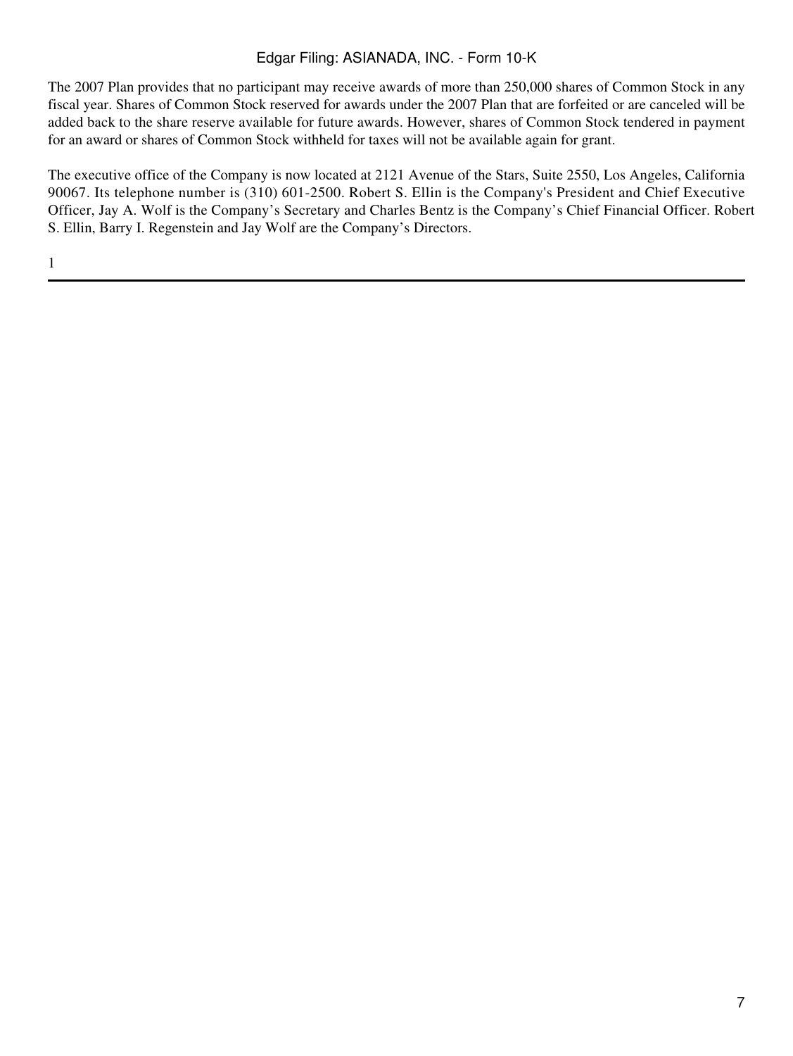The 2007 Plan provides that no participant may receive awards of more than 250,000 shares of Common Stock in any fiscal year. Shares of Common Stock reserved for awards under the 2007 Plan that are forfeited or are canceled will be added back to the share reserve available for future awards. However, shares of Common Stock tendered in payment for an award or shares of Common Stock withheld for taxes will not be available again for grant.

The executive office of the Company is now located at 2121 Avenue of the Stars, Suite 2550, Los Angeles, California 90067. Its telephone number is (310) 601-2500. Robert S. Ellin is the Company's President and Chief Executive Officer, Jay A. Wolf is the Company's Secretary and Charles Bentz is the Company's Chief Financial Officer. Robert S. Ellin, Barry I. Regenstein and Jay Wolf are the Company's Directors.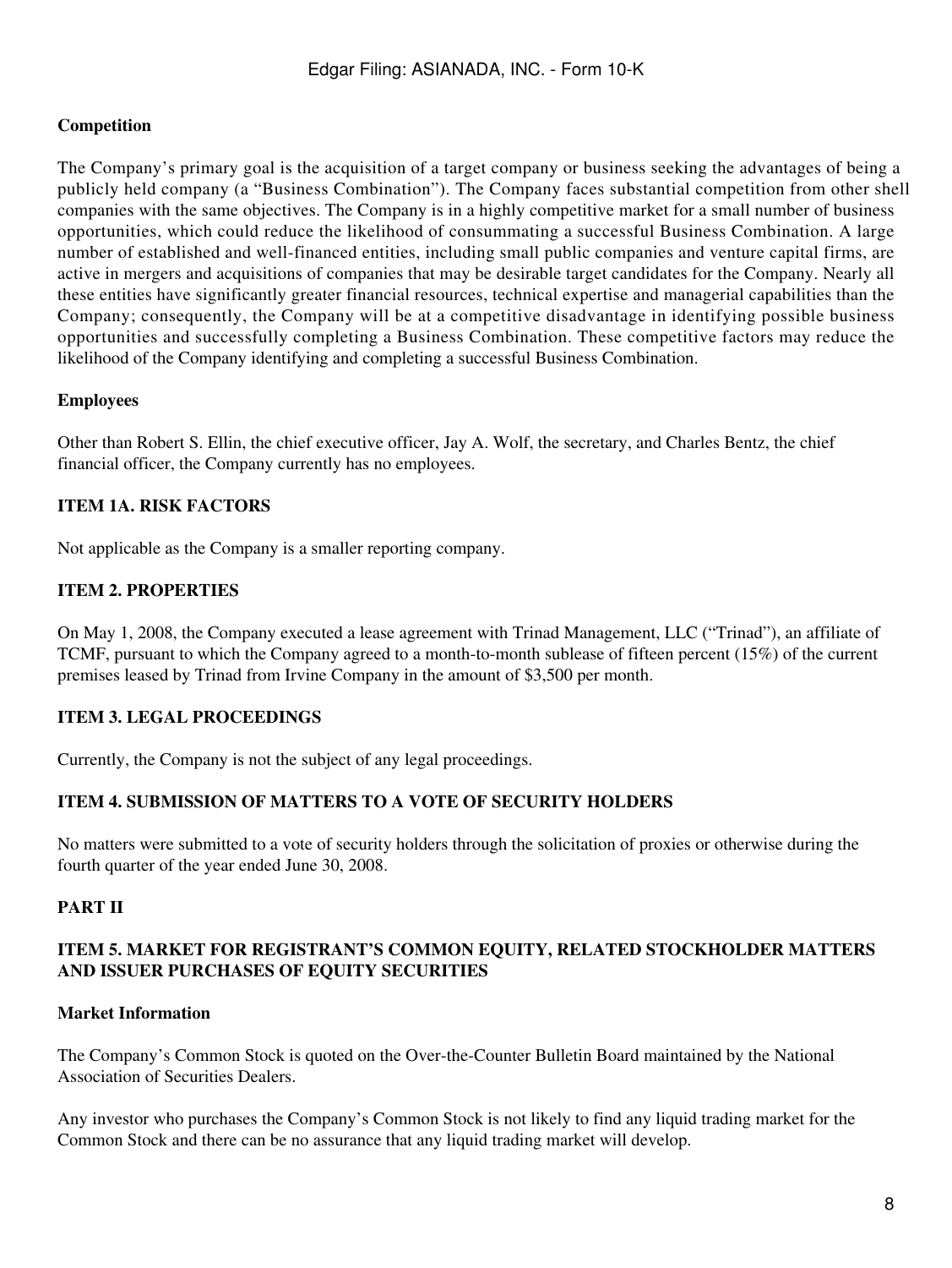**Competition**

The Company's primary goal is the acquisition of a target company or business seeking the advantages of being a publicly held company (a "Business Combination"). The Company faces substantial competition from other shell companies with the same objectives. The Company is in a highly competitive market for a small number of business opportunities, which could reduce the likelihood of consummating a successful Business Combination. A large number of established and well-financed entities, including small public companies and venture capital firms, are active in mergers and acquisitions of companies that may be desirable target candidates for the Company. Nearly all these entities have significantly greater financial resources, technical expertise and managerial capabilities than the Company; consequently, the Company will be at a competitive disadvantage in identifying possible business opportunities and successfully completing a Business Combination. These competitive factors may reduce the likelihood of the Company identifying and completing a successful Business Combination.

**Employees**

Other than Robert S. Ellin, the chief executive officer, Jay A. Wolf, the secretary, and Charles Bentz, the chief financial officer, the Company currently has no employees.

**ITEM 1A. RISK FACTORS**

Not applicable as the Company is a smaller reporting company.

**ITEM 2. PROPERTIES**

On May 1, 2008, the Company executed a lease agreement with Trinad Management, LLC ("Trinad"), an affiliate of TCMF, pursuant to which the Company agreed to a month-to-month sublease of fifteen percent (15%) of the current premises leased by Trinad from Irvine Company in the amount of $3,500 per month.

**ITEM 3. LEGAL PROCEEDINGS**

Currently, the Company is not the subject of any legal proceedings.

**ITEM 4. SUBMISSION OF MATTERS TO A VOTE OF SECURITY HOLDERS**

No matters were submitted to a vote of security holders through the solicitation of proxies or otherwise during the fourth quarter of the year ended June 30, 2008.

**PART II**

**ITEM 5. MARKET FOR REGISTRANT'S COMMON EQUITY, RELATED STOCKHOLDER MATTERS AND ISSUER PURCHASES OF EQUITY SECURITIES**

**Market Information**

The Company's Common Stock is quoted on the Over-the-Counter Bulletin Board maintained by the National Association of Securities Dealers.

Any investor who purchases the Company's Common Stock is not likely to find any liquid trading market for the Common Stock and there can be no assurance that any liquid trading market will develop.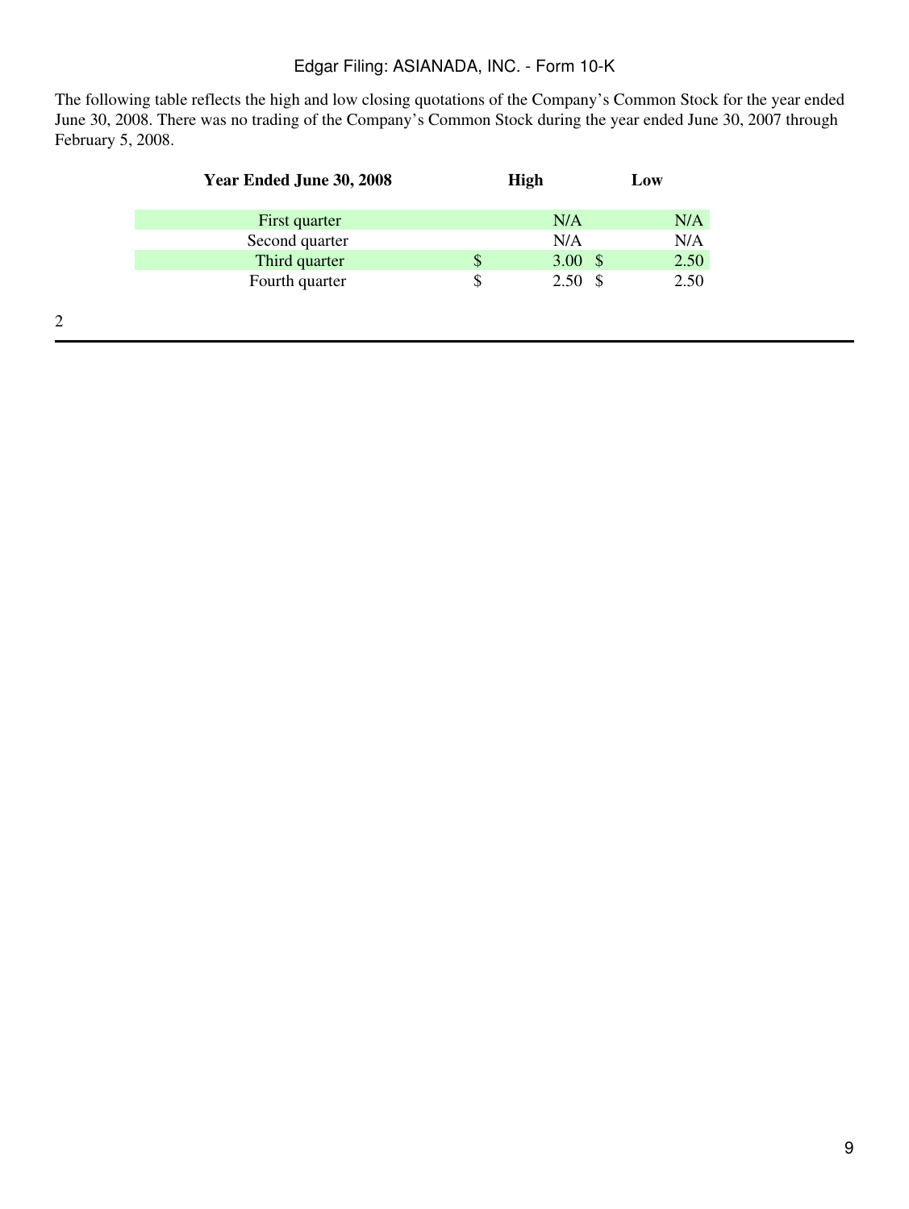The following table reflects the high and low closing quotations of the Company's Common Stock for the year ended June 30, 2008. There was no trading of the Company's Common Stock during the year ended June 30, 2007 through February 5, 2008.

| Year Ended June 30, 2008 | High | Low |
| --- | --- | --- |
| First quarter | N/A | N/A |
| Second quarter | N/A | N/A |
| Third quarter | $ 3.00 | $ 2.50 |
| Fourth quarter | $ 2.50 | $ 2.50 |

2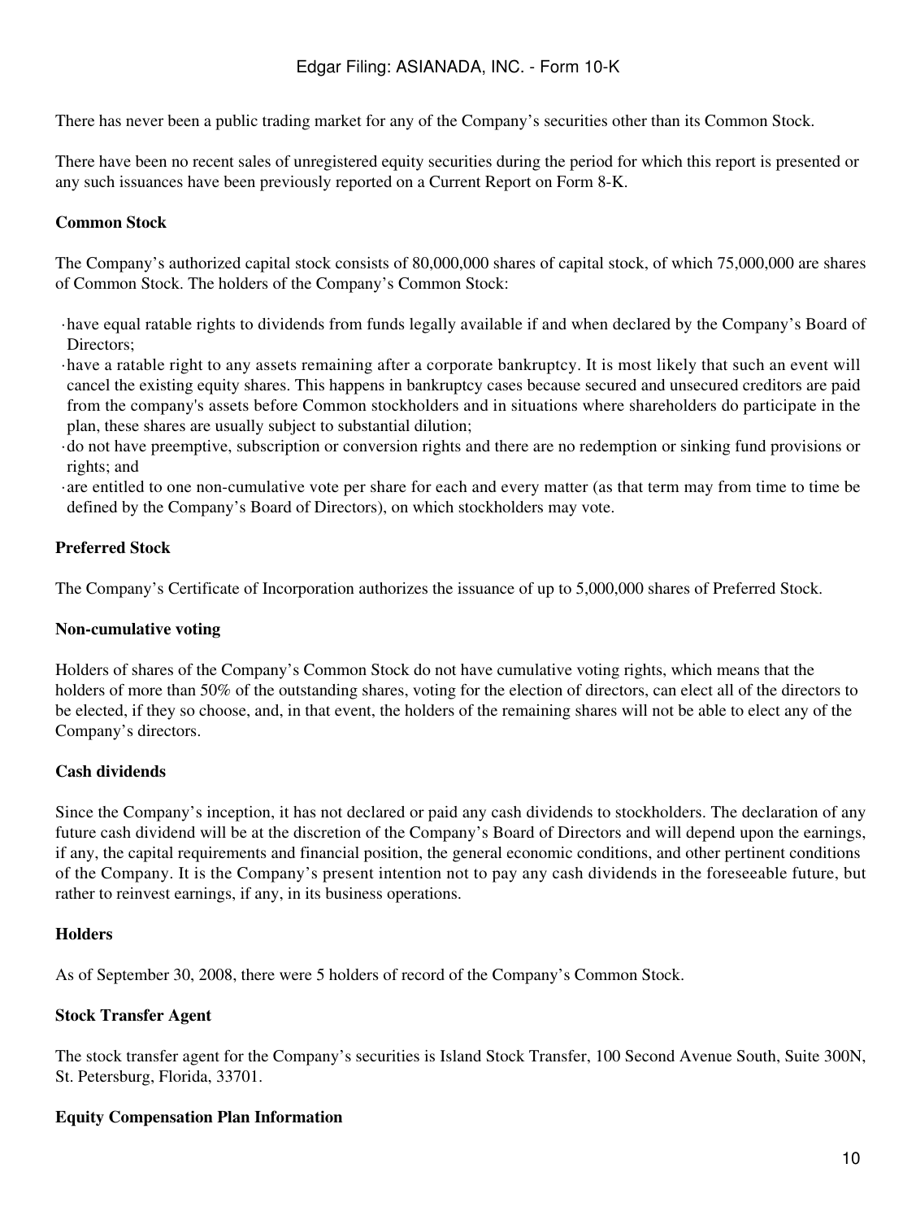There has never been a public trading market for any of the Company's securities other than its Common Stock.

There have been no recent sales of unregistered equity securities during the period for which this report is presented or any such issuances have been previously reported on a Current Report on Form 8-K.

**Common Stock**

The Company's authorized capital stock consists of 80,000,000 shares of capital stock, of which 75,000,000 are shares of Common Stock. The holders of the Company's Common Stock:

- have equal ratable rights to dividends from funds legally available if and when declared by the Company's Board of Directors;
- have a ratable right to any assets remaining after a corporate bankruptcy. It is most likely that such an event will cancel the existing equity shares. This happens in bankruptcy cases because secured and unsecured creditors are paid from the company's assets before Common stockholders and in situations where shareholders do participate in the plan, these shares are usually subject to substantial dilution;
- do not have preemptive, subscription or conversion rights and there are no redemption or sinking fund provisions or rights; and
- are entitled to one non-cumulative vote per share for each and every matter (as that term may from time to time be defined by the Company's Board of Directors), on which stockholders may vote.

**Preferred Stock**

The Company's Certificate of Incorporation authorizes the issuance of up to 5,000,000 shares of Preferred Stock.

**Non-cumulative voting**

Holders of shares of the Company's Common Stock do not have cumulative voting rights, which means that the holders of more than 50% of the outstanding shares, voting for the election of directors, can elect all of the directors to be elected, if they so choose, and, in that event, the holders of the remaining shares will not be able to elect any of the Company's directors.

**Cash dividends**

Since the Company's inception, it has not declared or paid any cash dividends to stockholders. The declaration of any future cash dividend will be at the discretion of the Company's Board of Directors and will depend upon the earnings, if any, the capital requirements and financial position, the general economic conditions, and other pertinent conditions of the Company. It is the Company's present intention not to pay any cash dividends in the foreseeable future, but rather to reinvest earnings, if any, in its business operations.

**Holders**

As of September 30, 2008, there were 5 holders of record of the Company's Common Stock.

**Stock Transfer Agent**

The stock transfer agent for the Company's securities is Island Stock Transfer, 100 Second Avenue South, Suite 300N, St. Petersburg, Florida, 33701.

**Equity Compensation Plan Information**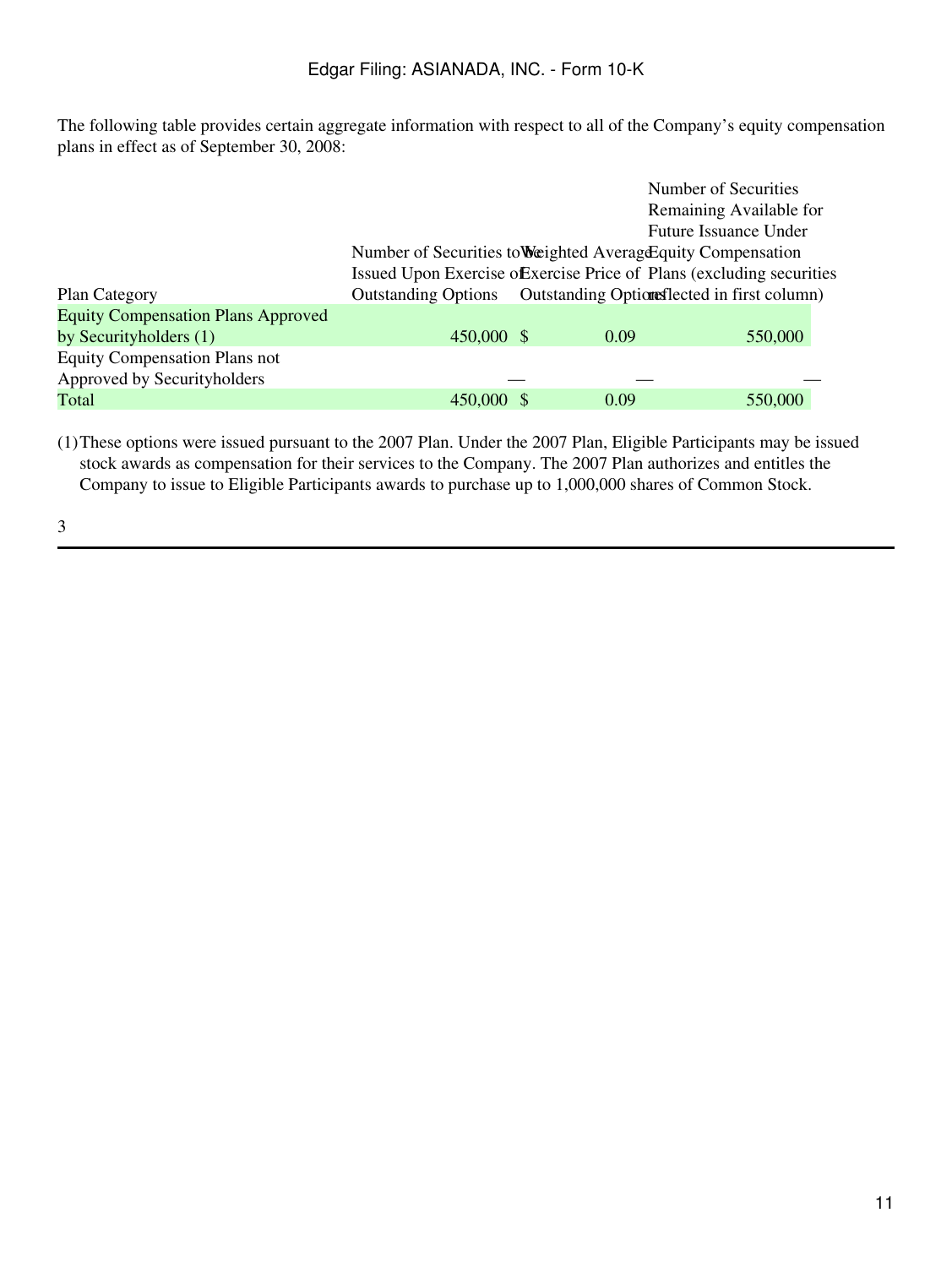The following table provides certain aggregate information with respect to all of the Company's equity compensation plans in effect as of September 30, 2008:

| Plan Category | Number of Securities to be Issued Upon Exercise of Outstanding Options | Weighted Average Exercise Price of Outstanding Options | Number of Securities Remaining Available for Future Issuance Under Equity Compensation Plans (excluding securities reflected in first column) |
|---|---|---|---|
| Equity Compensation Plans Approved by Securityholders (1) | 450,000 | $ 0.09 | 550,000 |
| Equity Compensation Plans not Approved by Securityholders | — | — | — |
| Total | 450,000 | $ 0.09 | 550,000 |

(1) These options were issued pursuant to the 2007 Plan. Under the 2007 Plan, Eligible Participants may be issued stock awards as compensation for their services to the Company. The 2007 Plan authorizes and entitles the Company to issue to Eligible Participants awards to purchase up to 1,000,000 shares of Common Stock.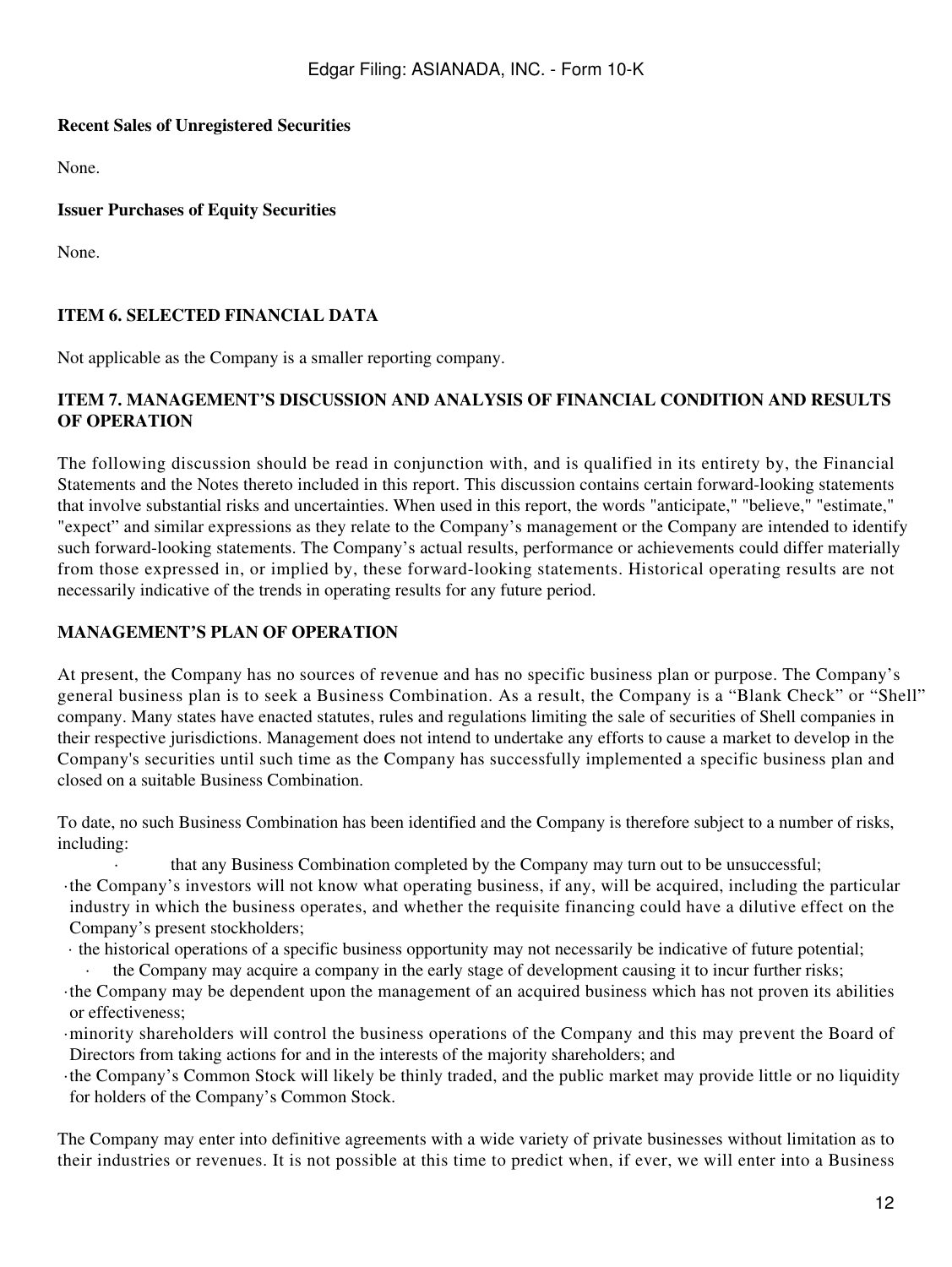**Recent Sales of Unregistered Securities**

None.

**Issuer Purchases of Equity Securities**

None.

**ITEM 6. SELECTED FINANCIAL DATA**

Not applicable as the Company is a smaller reporting company.

**ITEM 7. MANAGEMENT'S DISCUSSION AND ANALYSIS OF FINANCIAL CONDITION AND RESULTS OF OPERATION**

The following discussion should be read in conjunction with, and is qualified in its entirety by, the Financial Statements and the Notes thereto included in this report. This discussion contains certain forward-looking statements that involve substantial risks and uncertainties. When used in this report, the words "anticipate," "believe," "estimate," "expect" and similar expressions as they relate to the Company's management or the Company are intended to identify such forward-looking statements. The Company's actual results, performance or achievements could differ materially from those expressed in, or implied by, these forward-looking statements. Historical operating results are not necessarily indicative of the trends in operating results for any future period.

**MANAGEMENT'S PLAN OF OPERATION**

At present, the Company has no sources of revenue and has no specific business plan or purpose. The Company's general business plan is to seek a Business Combination. As a result, the Company is a "Blank Check" or "Shell" company. Many states have enacted statutes, rules and regulations limiting the sale of securities of Shell companies in their respective jurisdictions. Management does not intend to undertake any efforts to cause a market to develop in the Company's securities until such time as the Company has successfully implemented a specific business plan and closed on a suitable Business Combination.

To date, no such Business Combination has been identified and the Company is therefore subject to a number of risks, including:

- that any Business Combination completed by the Company may turn out to be unsuccessful;
- the Company's investors will not know what operating business, if any, will be acquired, including the particular industry in which the business operates, and whether the requisite financing could have a dilutive effect on the Company's present stockholders;
- the historical operations of a specific business opportunity may not necessarily be indicative of future potential;
- the Company may acquire a company in the early stage of development causing it to incur further risks;
- the Company may be dependent upon the management of an acquired business which has not proven its abilities or effectiveness;
- minority shareholders will control the business operations of the Company and this may prevent the Board of Directors from taking actions for and in the interests of the majority shareholders; and
- the Company's Common Stock will likely be thinly traded, and the public market may provide little or no liquidity for holders of the Company's Common Stock.

The Company may enter into definitive agreements with a wide variety of private businesses without limitation as to their industries or revenues. It is not possible at this time to predict when, if ever, we will enter into a Business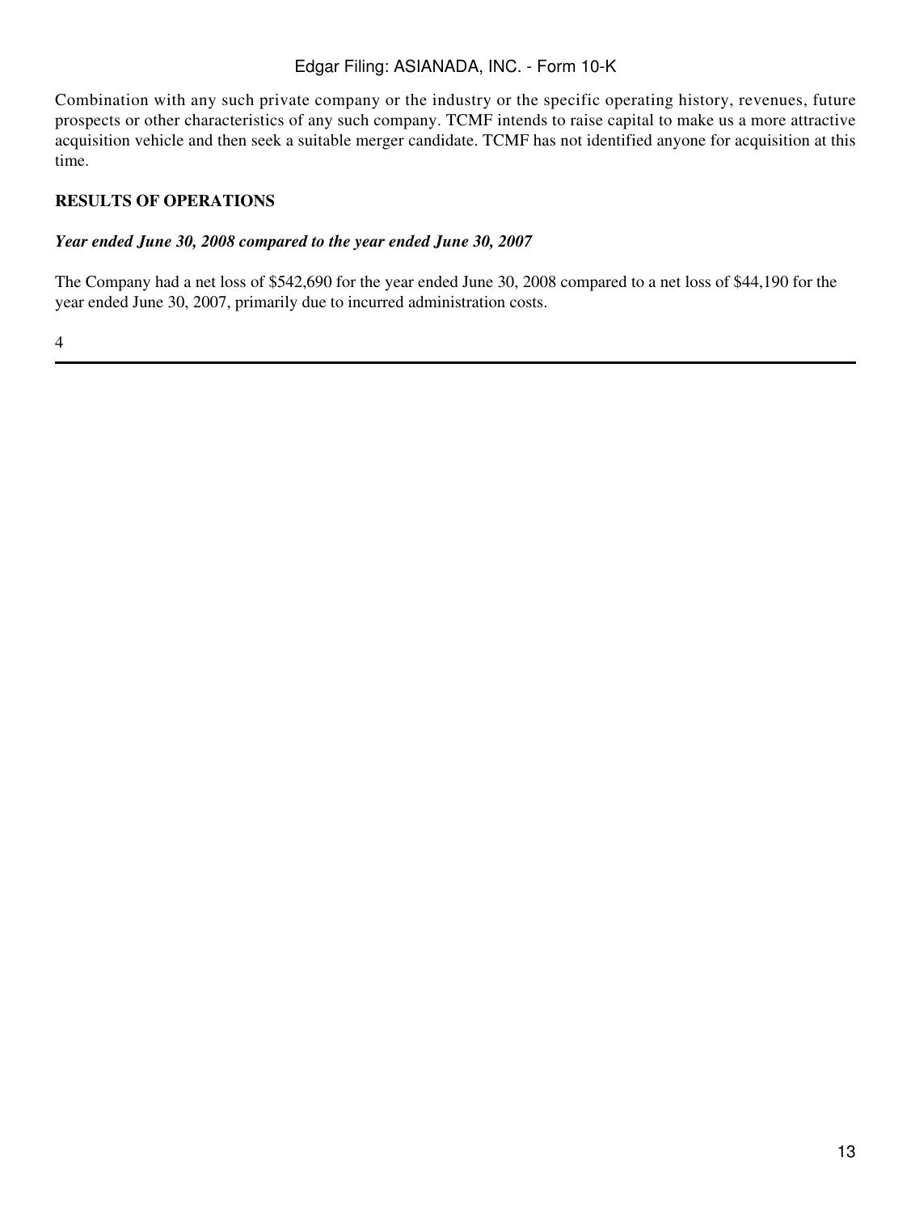Combination with any such private company or the industry or the specific operating history, revenues, future prospects or other characteristics of any such company. TCMF intends to raise capital to make us a more attractive acquisition vehicle and then seek a suitable merger candidate. TCMF has not identified anyone for acquisition at this time.

**RESULTS OF OPERATIONS**

***Year ended June 30, 2008 compared to the year ended June 30, 2007***

The Company had a net loss of $542,690 for the year ended June 30, 2008 compared to a net loss of $44,190 for the year ended June 30, 2007, primarily due to incurred administration costs.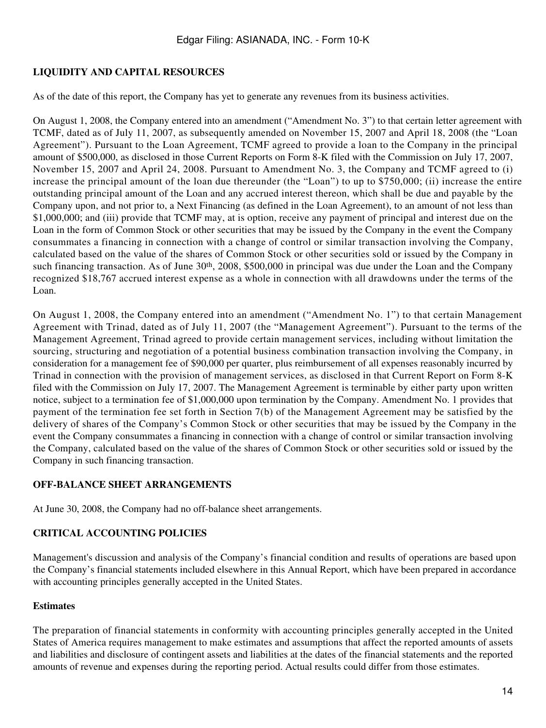## LIQUIDITY AND CAPITAL RESOURCES

As of the date of this report, the Company has yet to generate any revenues from its business activities.

On August 1, 2008, the Company entered into an amendment ("Amendment No. 3") to that certain letter agreement with TCMF, dated as of July 11, 2007, as subsequently amended on November 15, 2007 and April 18, 2008 (the "Loan Agreement"). Pursuant to the Loan Agreement, TCMF agreed to provide a loan to the Company in the principal amount of $500,000, as disclosed in those Current Reports on Form 8-K filed with the Commission on July 17, 2007, November 15, 2007 and April 24, 2008. Pursuant to Amendment No. 3, the Company and TCMF agreed to (i) increase the principal amount of the loan due thereunder (the "Loan") to up to $750,000; (ii) increase the entire outstanding principal amount of the Loan and any accrued interest thereon, which shall be due and payable by the Company upon, and not prior to, a Next Financing (as defined in the Loan Agreement), to an amount of not less than $1,000,000; and (iii) provide that TCMF may, at is option, receive any payment of principal and interest due on the Loan in the form of Common Stock or other securities that may be issued by the Company in the event the Company consummates a financing in connection with a change of control or similar transaction involving the Company, calculated based on the value of the shares of Common Stock or other securities sold or issued by the Company in such financing transaction. As of June 30th, 2008, $500,000 in principal was due under the Loan and the Company recognized $18,767 accrued interest expense as a whole in connection with all drawdowns under the terms of the Loan.

On August 1, 2008, the Company entered into an amendment ("Amendment No. 1") to that certain Management Agreement with Trinad, dated as of July 11, 2007 (the "Management Agreement"). Pursuant to the terms of the Management Agreement, Trinad agreed to provide certain management services, including without limitation the sourcing, structuring and negotiation of a potential business combination transaction involving the Company, in consideration for a management fee of $90,000 per quarter, plus reimbursement of all expenses reasonably incurred by Trinad in connection with the provision of management services, as disclosed in that Current Report on Form 8-K filed with the Commission on July 17, 2007. The Management Agreement is terminable by either party upon written notice, subject to a termination fee of $1,000,000 upon termination by the Company. Amendment No. 1 provides that payment of the termination fee set forth in Section 7(b) of the Management Agreement may be satisfied by the delivery of shares of the Company's Common Stock or other securities that may be issued by the Company in the event the Company consummates a financing in connection with a change of control or similar transaction involving the Company, calculated based on the value of the shares of Common Stock or other securities sold or issued by the Company in such financing transaction.

## OFF-BALANCE SHEET ARRANGEMENTS

At June 30, 2008, the Company had no off-balance sheet arrangements.

## CRITICAL ACCOUNTING POLICIES

Management's discussion and analysis of the Company's financial condition and results of operations are based upon the Company's financial statements included elsewhere in this Annual Report, which have been prepared in accordance with accounting principles generally accepted in the United States.

### Estimates

The preparation of financial statements in conformity with accounting principles generally accepted in the United States of America requires management to make estimates and assumptions that affect the reported amounts of assets and liabilities and disclosure of contingent assets and liabilities at the dates of the financial statements and the reported amounts of revenue and expenses during the reporting period. Actual results could differ from those estimates.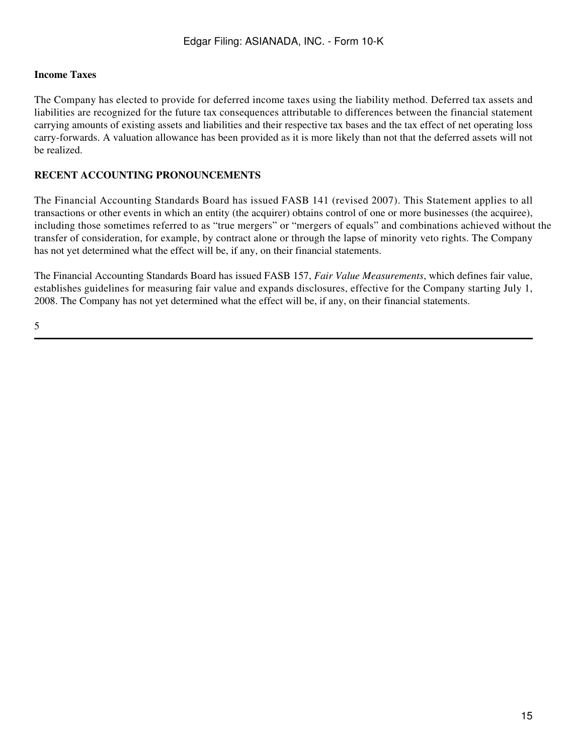**Income Taxes**

The Company has elected to provide for deferred income taxes using the liability method. Deferred tax assets and liabilities are recognized for the future tax consequences attributable to differences between the financial statement carrying amounts of existing assets and liabilities and their respective tax bases and the tax effect of net operating loss carry-forwards. A valuation allowance has been provided as it is more likely than not that the deferred assets will not be realized.

**RECENT ACCOUNTING PRONOUNCEMENTS**

The Financial Accounting Standards Board has issued FASB 141 (revised 2007). This Statement applies to all transactions or other events in which an entity (the acquirer) obtains control of one or more businesses (the acquiree), including those sometimes referred to as "true mergers" or "mergers of equals" and combinations achieved without the transfer of consideration, for example, by contract alone or through the lapse of minority veto rights. The Company has not yet determined what the effect will be, if any, on their financial statements.

The Financial Accounting Standards Board has issued FASB 157, *Fair Value Measurements*, which defines fair value, establishes guidelines for measuring fair value and expands disclosures, effective for the Company starting July 1, 2008. The Company has not yet determined what the effect will be, if any, on their financial statements.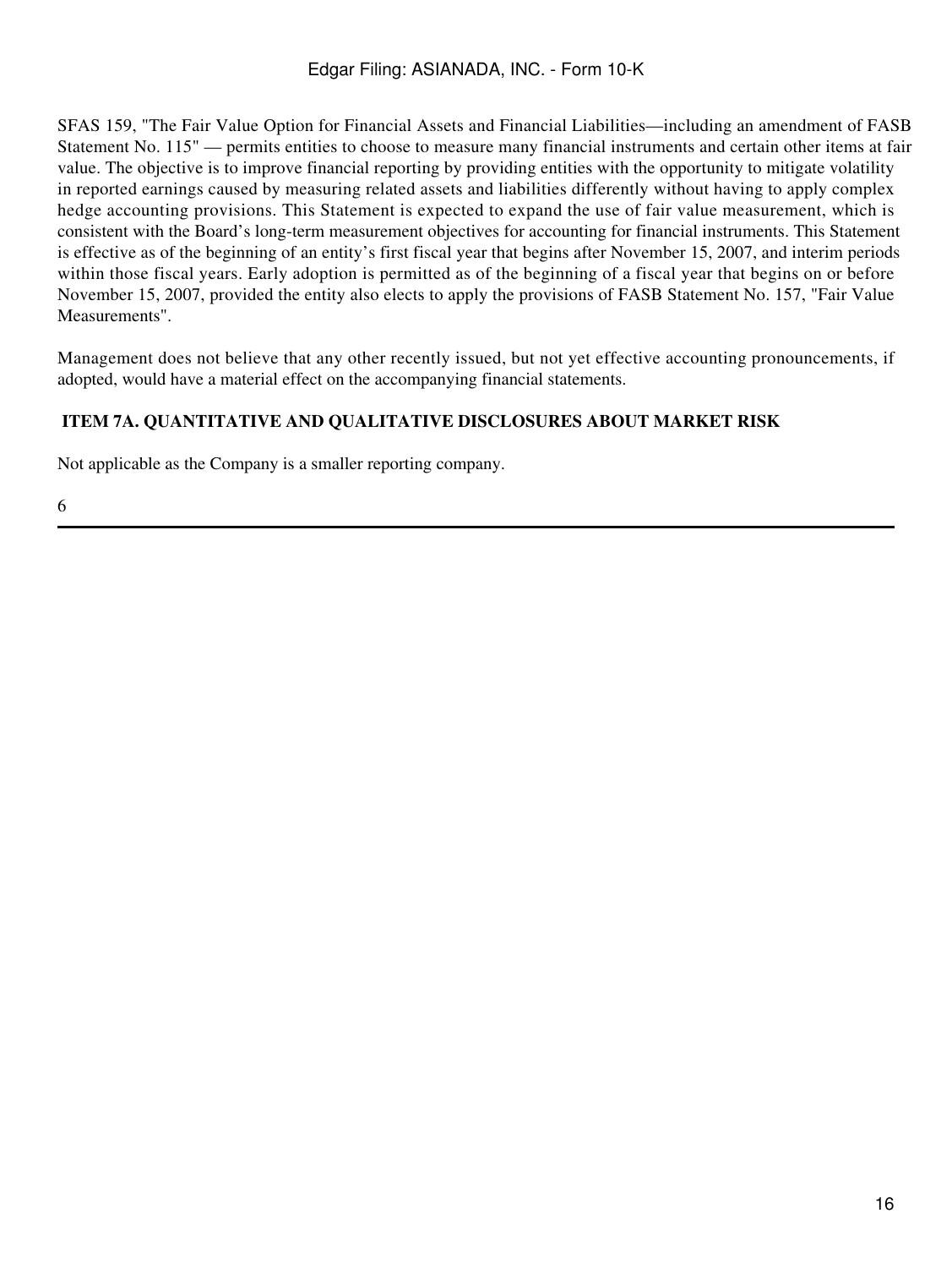SFAS 159, "The Fair Value Option for Financial Assets and Financial Liabilities—including an amendment of FASB Statement No. 115" — permits entities to choose to measure many financial instruments and certain other items at fair value. The objective is to improve financial reporting by providing entities with the opportunity to mitigate volatility in reported earnings caused by measuring related assets and liabilities differently without having to apply complex hedge accounting provisions. This Statement is expected to expand the use of fair value measurement, which is consistent with the Board's long-term measurement objectives for accounting for financial instruments. This Statement is effective as of the beginning of an entity's first fiscal year that begins after November 15, 2007, and interim periods within those fiscal years. Early adoption is permitted as of the beginning of a fiscal year that begins on or before November 15, 2007, provided the entity also elects to apply the provisions of FASB Statement No. 157, "Fair Value Measurements".

Management does not believe that any other recently issued, but not yet effective accounting pronouncements, if adopted, would have a material effect on the accompanying financial statements.

## ITEM 7A. QUANTITATIVE AND QUALITATIVE DISCLOSURES ABOUT MARKET RISK

Not applicable as the Company is a smaller reporting company.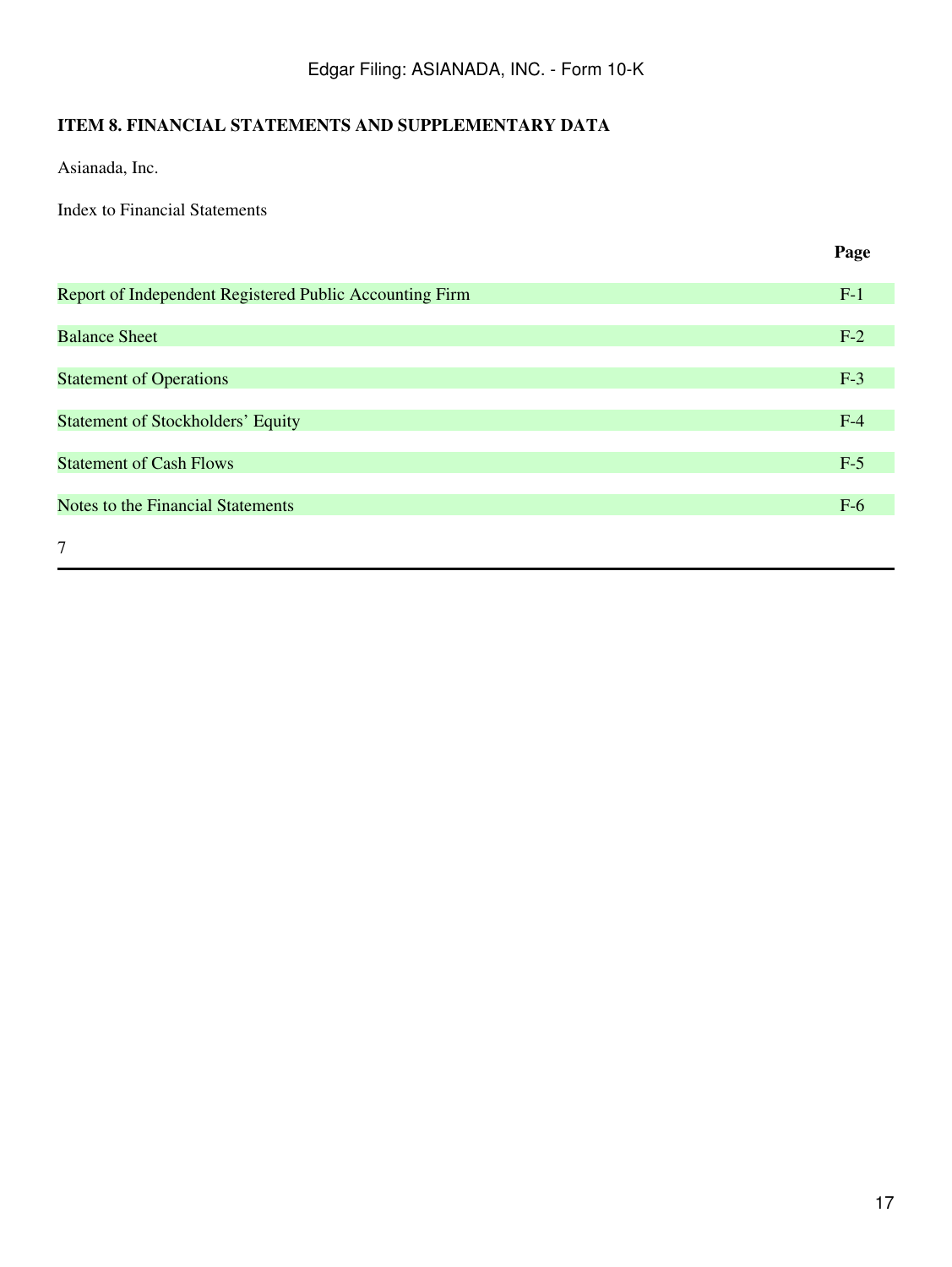**ITEM 8. FINANCIAL STATEMENTS AND SUPPLEMENTARY DATA**

Asianada, Inc.

Index to Financial Statements

| | **Page** |
|---|---|
| Report of Independent Registered Public Accounting Firm | F-1 |
| Balance Sheet | F-2 |
| Statement of Operations | F-3 |
| Statement of Stockholders' Equity | F-4 |
| Statement of Cash Flows | F-5 |
| Notes to the Financial Statements | F-6 |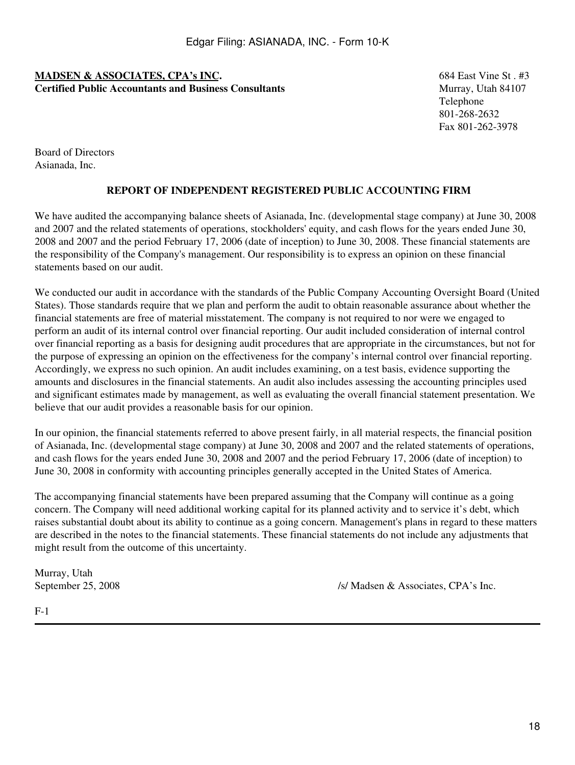**MADSEN & ASSOCIATES, CPA's INC.**
**Certified Public Accountants and Business Consultants**

684 East Vine St . #3
Murray, Utah 84107
Telephone
801-268-2632
Fax 801-262-3978

Board of Directors
Asianada, Inc.

## REPORT OF INDEPENDENT REGISTERED PUBLIC ACCOUNTING FIRM

We have audited the accompanying balance sheets of Asianada, Inc. (developmental stage company) at June 30, 2008 and 2007 and the related statements of operations, stockholders' equity, and cash flows for the years ended June 30, 2008 and 2007 and the period February 17, 2006 (date of inception) to June 30, 2008. These financial statements are the responsibility of the Company's management. Our responsibility is to express an opinion on these financial statements based on our audit.

We conducted our audit in accordance with the standards of the Public Company Accounting Oversight Board (United States). Those standards require that we plan and perform the audit to obtain reasonable assurance about whether the financial statements are free of material misstatement. The company is not required to nor were we engaged to perform an audit of its internal control over financial reporting. Our audit included consideration of internal control over financial reporting as a basis for designing audit procedures that are appropriate in the circumstances, but not for the purpose of expressing an opinion on the effectiveness for the company's internal control over financial reporting. Accordingly, we express no such opinion. An audit includes examining, on a test basis, evidence supporting the amounts and disclosures in the financial statements. An audit also includes assessing the accounting principles used and significant estimates made by management, as well as evaluating the overall financial statement presentation. We believe that our audit provides a reasonable basis for our opinion.

In our opinion, the financial statements referred to above present fairly, in all material respects, the financial position of Asianada, Inc. (developmental stage company) at June 30, 2008 and 2007 and the related statements of operations, and cash flows for the years ended June 30, 2008 and 2007 and the period February 17, 2006 (date of inception) to June 30, 2008 in conformity with accounting principles generally accepted in the United States of America.

The accompanying financial statements have been prepared assuming that the Company will continue as a going concern. The Company will need additional working capital for its planned activity and to service it's debt, which raises substantial doubt about its ability to continue as a going concern. Management's plans in regard to these matters are described in the notes to the financial statements. These financial statements do not include any adjustments that might result from the outcome of this uncertainty.

Murray, Utah
September 25, 2008

/s/ Madsen & Associates, CPA's Inc.

F-1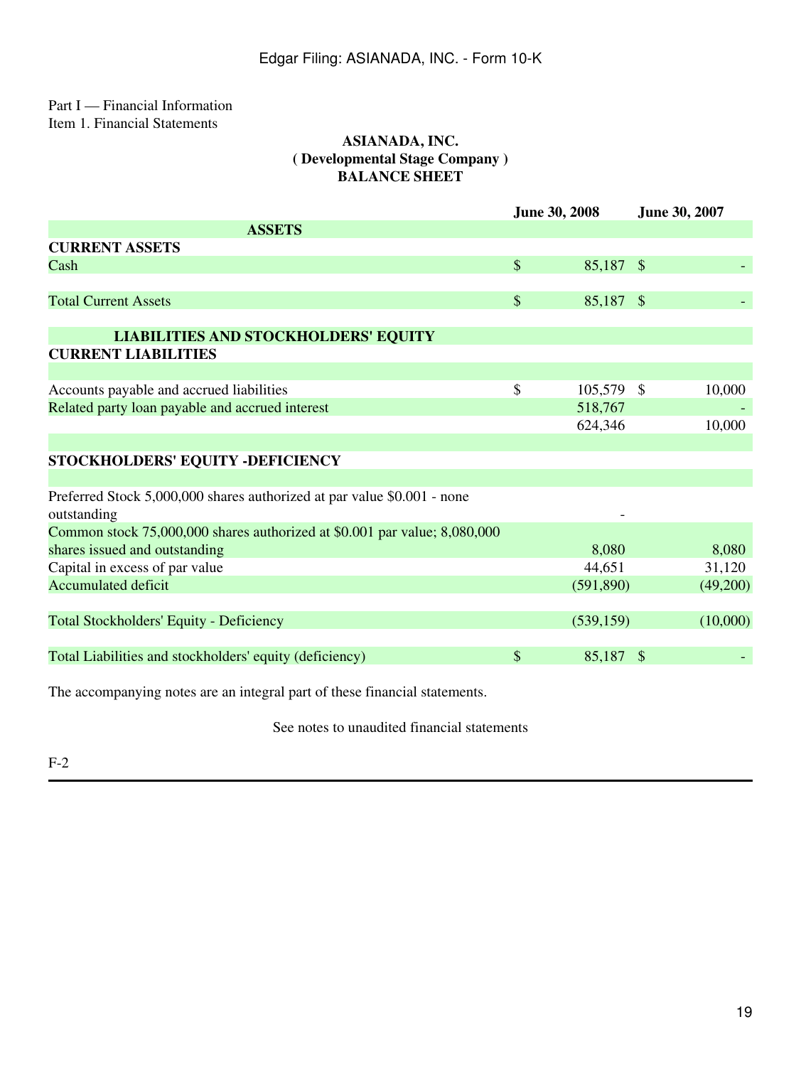Part I — Financial Information
Item 1. Financial Statements

**ASIANADA, INC.**
**( Developmental Stage Company )**
**BALANCE SHEET**

| | June 30, 2008 | June 30, 2007 |
|---|---|---|
| **ASSETS** | | |
| **CURRENT ASSETS** | | |
| Cash | $ 85,187 | $ - |
| Total Current Assets | $ 85,187 | $ - |
| **LIABILITIES AND STOCKHOLDERS' EQUITY** | | |
| **CURRENT LIABILITIES** | | |
| Accounts payable and accrued liabilities | $ 105,579 | $ 10,000 |
| Related party loan payable and accrued interest | 518,767 | - |
| | 624,346 | 10,000 |
| **STOCKHOLDERS' EQUITY -DEFICIENCY** | | |
| Preferred Stock 5,000,000 shares authorized at par value $0.001 - none outstanding | - | |
| Common stock 75,000,000 shares authorized at $0.001 par value; 8,080,000 shares issued and outstanding | 8,080 | 8,080 |
| Capital in excess of par value | 44,651 | 31,120 |
| Accumulated deficit | (591,890) | (49,200) |
| Total Stockholders' Equity - Deficiency | (539,159) | (10,000) |
| Total Liabilities and stockholders' equity (deficiency) | $ 85,187 | $ - |

The accompanying notes are an integral part of these financial statements.

See notes to unaudited financial statements

F-2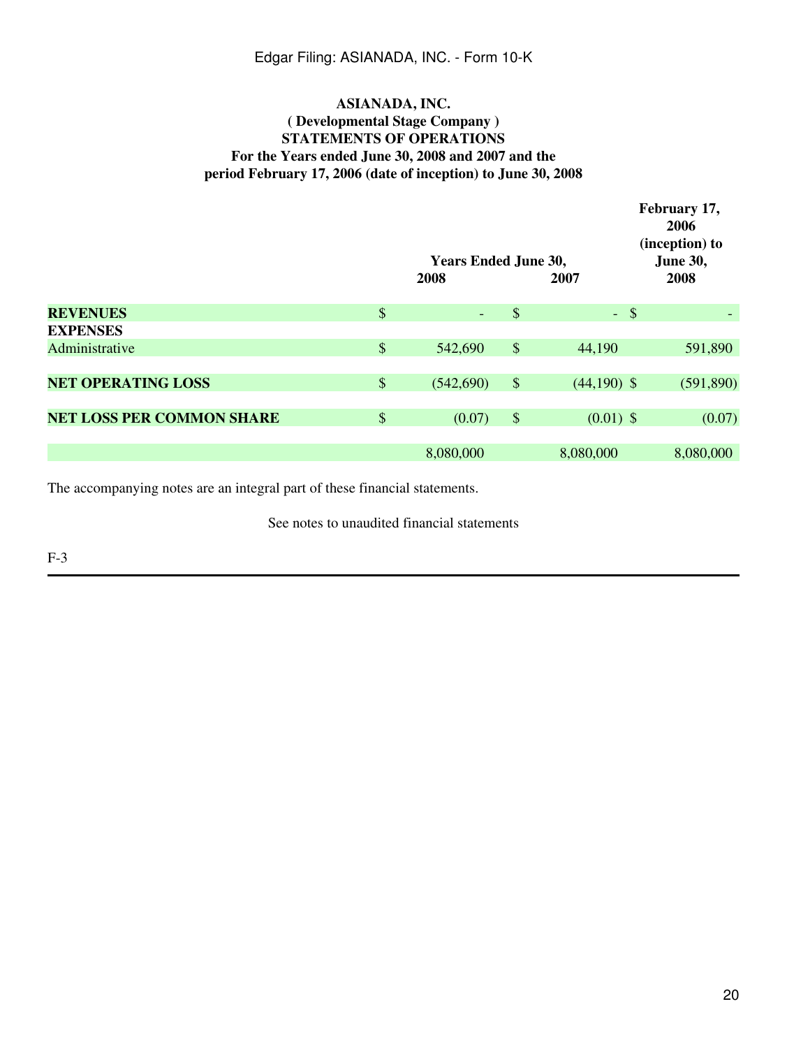# ASIANADA, INC.
## ( Developmental Stage Company )
## STATEMENTS OF OPERATIONS
### For the Years ended June 30, 2008 and 2007 and the period February 17, 2006 (date of inception) to June 30, 2008

| | Years Ended June 30, 2008 | Years Ended June 30, 2007 | February 17, 2006 (inception) to June 30, 2008 |
|---|---|---|---|
| **REVENUES** | $ - | $ - | $ - |
| **EXPENSES** | | | |
| Administrative | $ 542,690 | $ 44,190 | 591,890 |
| **NET OPERATING LOSS** | $ (542,690) | $ (44,190) | $ (591,890) |
| **NET LOSS PER COMMON SHARE** | $ (0.07) | $ (0.01) | $ (0.07) |
| | 8,080,000 | 8,080,000 | 8,080,000 |

The accompanying notes are an integral part of these financial statements.

See notes to unaudited financial statements

F-3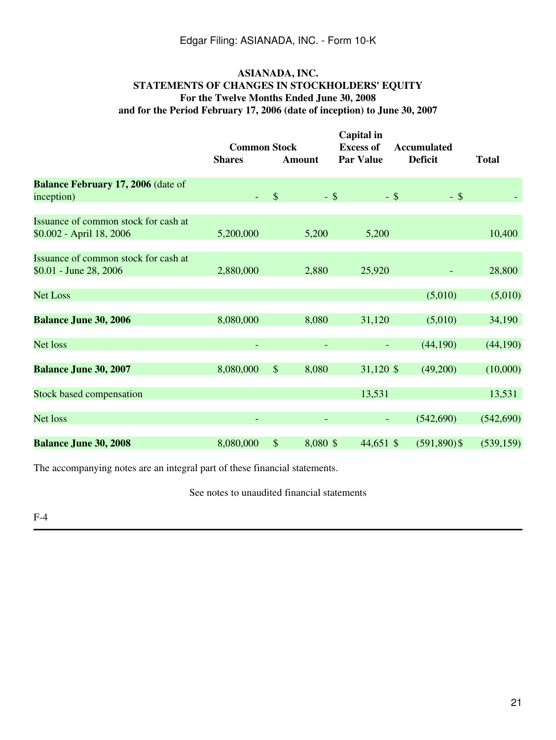# ASIANADA, INC.
## STATEMENTS OF CHANGES IN STOCKHOLDERS' EQUITY
### For the Twelve Months Ended June 30, 2008 and for the Period February 17, 2006 (date of inception) to June 30, 2007

| | Common Stock | | Capital in Excess of | Accumulated | |
|---|---|---|---|---|---|
| | Shares | Amount | Par Value | Deficit | Total |
| **Balance February 17, 2006** (date of inception) | - | $ - | $ - | $ - | $ - |
| Issuance of common stock for cash at $0.002 - April 18, 2006 | 5,200,000 | 5,200 | 5,200 | | 10,400 |
| Issuance of common stock for cash at $0.01 - June 28, 2006 | 2,880,000 | 2,880 | 25,920 | - | 28,800 |
| Net Loss | | | | (5,010) | (5,010) |
| **Balance June 30, 2006** | 8,080,000 | 8,080 | 31,120 | (5,010) | 34,190 |
| Net loss | - | - | - | (44,190) | (44,190) |
| **Balance June 30, 2007** | 8,080,000 | $ 8,080 | 31,120 | $ (49,200) | (10,000) |
| Stock based compensation | | | 13,531 | | 13,531 |
| Net loss | - | - | - | (542,690) | (542,690) |
| **Balance June 30, 2008** | 8,080,000 | $ 8,080 | $ 44,651 | $ (591,890) | $ (539,159) |

The accompanying notes are an integral part of these financial statements.

See notes to unaudited financial statements

F-4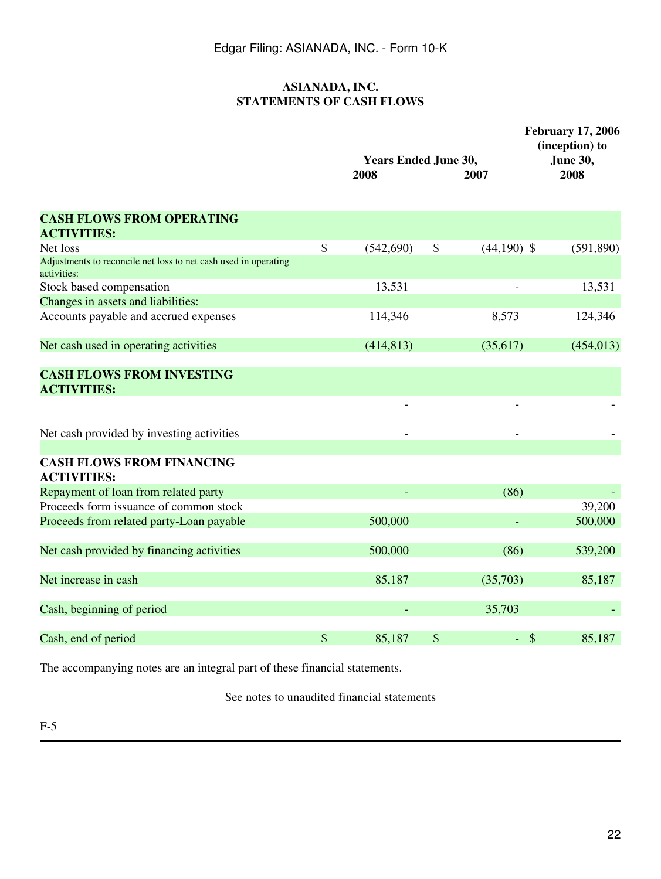Edgar Filing: ASIANADA, INC. - Form 10-K

**ASIANADA, INC.**
**STATEMENTS OF CASH FLOWS**

| | Years Ended June 30, 2008 | 2007 | February 17, 2006 (inception) to June 30, 2008 |
|---|---|---|---|
| **CASH FLOWS FROM OPERATING ACTIVITIES:** | | | |
| Net loss | $ (542,690) | $ (44,190) | $ (591,890) |
| Adjustments to reconcile net loss to net cash used in operating activities: | | | |
| Stock based compensation | 13,531 | - | 13,531 |
| Changes in assets and liabilities: | | | |
| Accounts payable and accrued expenses | 114,346 | 8,573 | 124,346 |
| Net cash used in operating activities | (414,813) | (35,617) | (454,013) |
| **CASH FLOWS FROM INVESTING ACTIVITIES:** | | | |
| | - | - | - |
| Net cash provided by investing activities | - | - | - |
| **CASH FLOWS FROM FINANCING ACTIVITIES:** | | | |
| Repayment of loan from related party | - | (86) | - |
| Proceeds form issuance of common stock | | | 39,200 |
| Proceeds from related party-Loan payable | 500,000 | - | 500,000 |
| Net cash provided by financing activities | 500,000 | (86) | 539,200 |
| Net increase in cash | 85,187 | (35,703) | 85,187 |
| Cash, beginning of period | - | 35,703 | - |
| Cash, end of period | $ 85,187 | $ - | $ 85,187 |

The accompanying notes are an integral part of these financial statements.

See notes to unaudited financial statements

F-5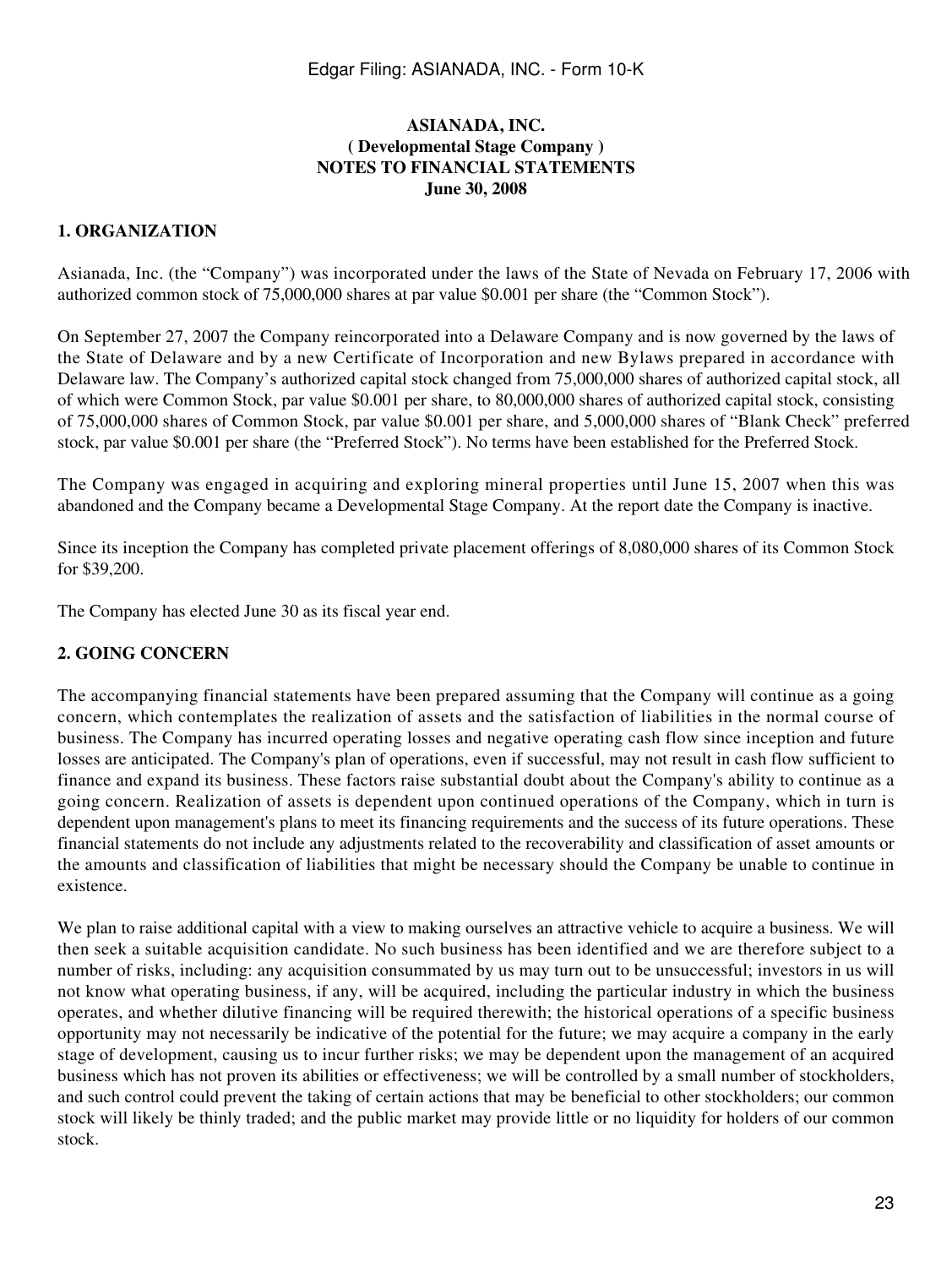**ASIANADA, INC.**
**( Developmental Stage Company )**
**NOTES TO FINANCIAL STATEMENTS**
**June 30, 2008**

## 1. ORGANIZATION

Asianada, Inc. (the "Company") was incorporated under the laws of the State of Nevada on February 17, 2006 with authorized common stock of 75,000,000 shares at par value $0.001 per share (the "Common Stock").

On September 27, 2007 the Company reincorporated into a Delaware Company and is now governed by the laws of the State of Delaware and by a new Certificate of Incorporation and new Bylaws prepared in accordance with Delaware law. The Company's authorized capital stock changed from 75,000,000 shares of authorized capital stock, all of which were Common Stock, par value $0.001 per share, to 80,000,000 shares of authorized capital stock, consisting of 75,000,000 shares of Common Stock, par value $0.001 per share, and 5,000,000 shares of "Blank Check" preferred stock, par value $0.001 per share (the "Preferred Stock"). No terms have been established for the Preferred Stock.

The Company was engaged in acquiring and exploring mineral properties until June 15, 2007 when this was abandoned and the Company became a Developmental Stage Company. At the report date the Company is inactive.

Since its inception the Company has completed private placement offerings of 8,080,000 shares of its Common Stock for $39,200.

The Company has elected June 30 as its fiscal year end.

## 2. GOING CONCERN

The accompanying financial statements have been prepared assuming that the Company will continue as a going concern, which contemplates the realization of assets and the satisfaction of liabilities in the normal course of business. The Company has incurred operating losses and negative operating cash flow since inception and future losses are anticipated. The Company's plan of operations, even if successful, may not result in cash flow sufficient to finance and expand its business. These factors raise substantial doubt about the Company's ability to continue as a going concern. Realization of assets is dependent upon continued operations of the Company, which in turn is dependent upon management's plans to meet its financing requirements and the success of its future operations. These financial statements do not include any adjustments related to the recoverability and classification of asset amounts or the amounts and classification of liabilities that might be necessary should the Company be unable to continue in existence.

We plan to raise additional capital with a view to making ourselves an attractive vehicle to acquire a business. We will then seek a suitable acquisition candidate. No such business has been identified and we are therefore subject to a number of risks, including: any acquisition consummated by us may turn out to be unsuccessful; investors in us will not know what operating business, if any, will be acquired, including the particular industry in which the business operates, and whether dilutive financing will be required therewith; the historical operations of a specific business opportunity may not necessarily be indicative of the potential for the future; we may acquire a company in the early stage of development, causing us to incur further risks; we may be dependent upon the management of an acquired business which has not proven its abilities or effectiveness; we will be controlled by a small number of stockholders, and such control could prevent the taking of certain actions that may be beneficial to other stockholders; our common stock will likely be thinly traded; and the public market may provide little or no liquidity for holders of our common stock.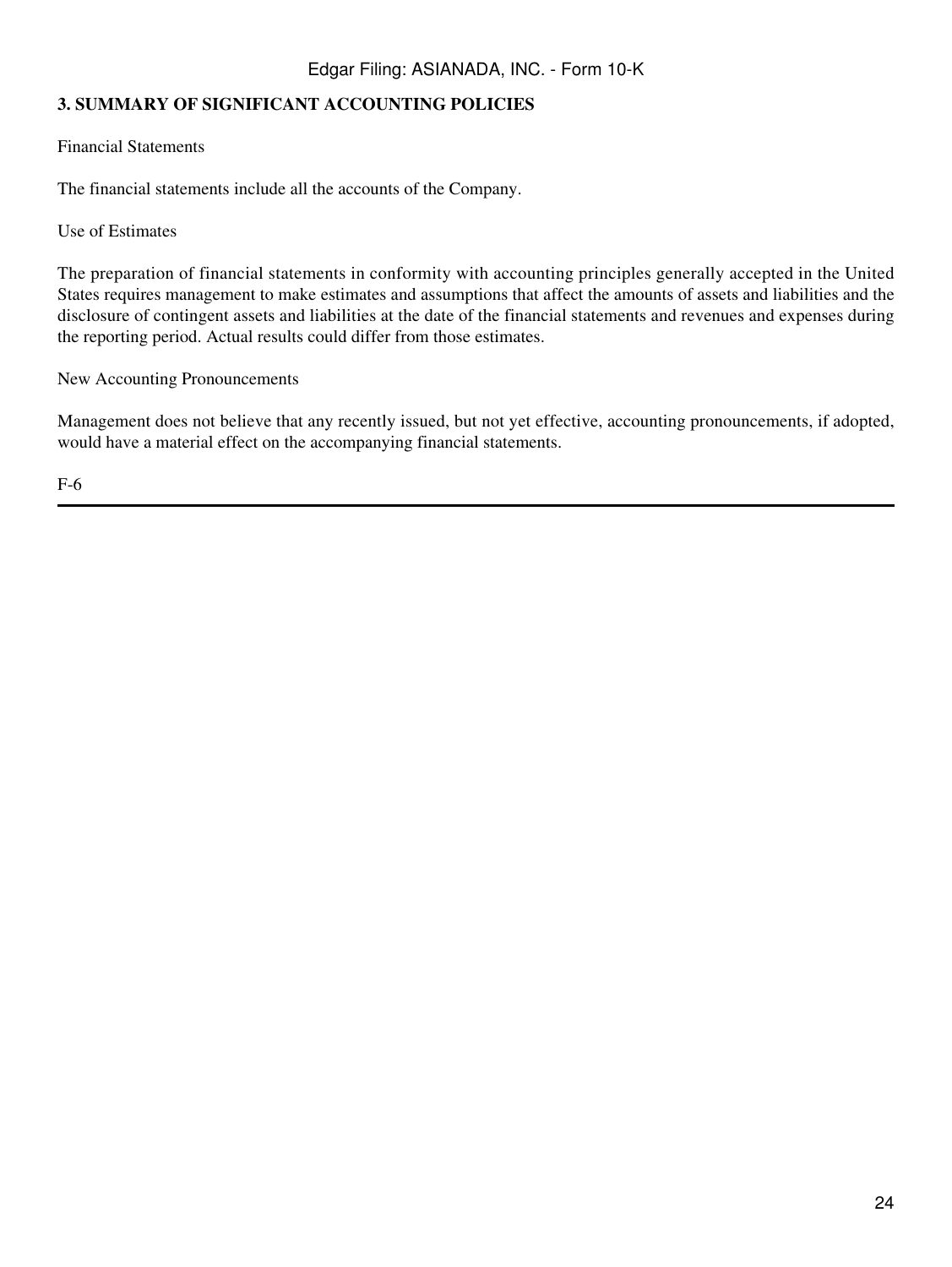**3. SUMMARY OF SIGNIFICANT ACCOUNTING POLICIES**

Financial Statements

The financial statements include all the accounts of the Company.

Use of Estimates

The preparation of financial statements in conformity with accounting principles generally accepted in the United States requires management to make estimates and assumptions that affect the amounts of assets and liabilities and the disclosure of contingent assets and liabilities at the date of the financial statements and revenues and expenses during the reporting period. Actual results could differ from those estimates.

New Accounting Pronouncements

Management does not believe that any recently issued, but not yet effective, accounting pronouncements, if adopted, would have a material effect on the accompanying financial statements.

F-6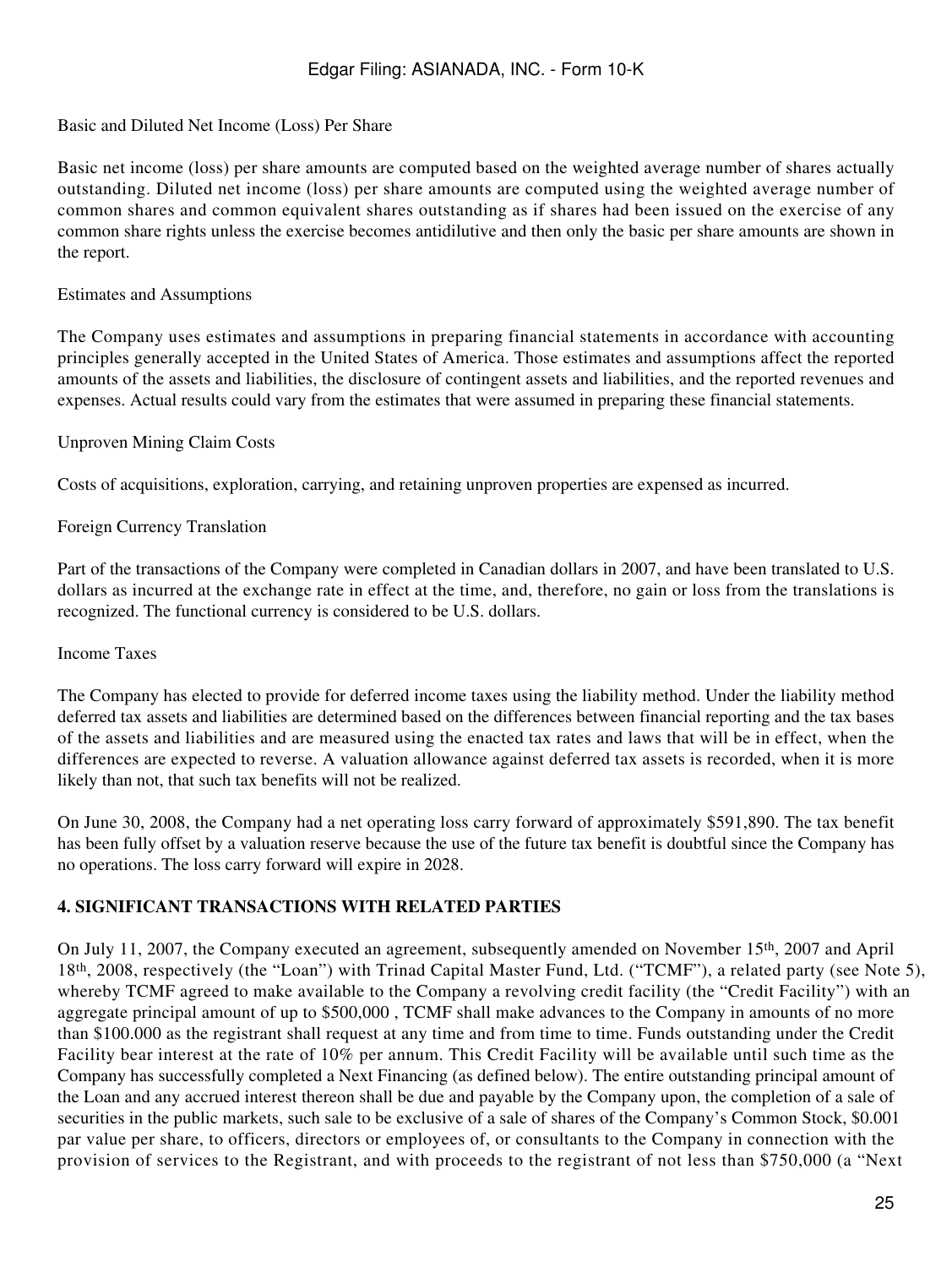Basic and Diluted Net Income (Loss) Per Share

Basic net income (loss) per share amounts are computed based on the weighted average number of shares actually outstanding. Diluted net income (loss) per share amounts are computed using the weighted average number of common shares and common equivalent shares outstanding as if shares had been issued on the exercise of any common share rights unless the exercise becomes antidilutive and then only the basic per share amounts are shown in the report.

Estimates and Assumptions

The Company uses estimates and assumptions in preparing financial statements in accordance with accounting principles generally accepted in the United States of America. Those estimates and assumptions affect the reported amounts of the assets and liabilities, the disclosure of contingent assets and liabilities, and the reported revenues and expenses. Actual results could vary from the estimates that were assumed in preparing these financial statements.

Unproven Mining Claim Costs

Costs of acquisitions, exploration, carrying, and retaining unproven properties are expensed as incurred.

Foreign Currency Translation

Part of the transactions of the Company were completed in Canadian dollars in 2007, and have been translated to U.S. dollars as incurred at the exchange rate in effect at the time, and, therefore, no gain or loss from the translations is recognized. The functional currency is considered to be U.S. dollars.

Income Taxes

The Company has elected to provide for deferred income taxes using the liability method. Under the liability method deferred tax assets and liabilities are determined based on the differences between financial reporting and the tax bases of the assets and liabilities and are measured using the enacted tax rates and laws that will be in effect, when the differences are expected to reverse. A valuation allowance against deferred tax assets is recorded, when it is more likely than not, that such tax benefits will not be realized.

On June 30, 2008, the Company had a net operating loss carry forward of approximately $591,890. The tax benefit has been fully offset by a valuation reserve because the use of the future tax benefit is doubtful since the Company has no operations. The loss carry forward will expire in 2028.

**4. SIGNIFICANT TRANSACTIONS WITH RELATED PARTIES**

On July 11, 2007, the Company executed an agreement, subsequently amended on November 15th, 2007 and April 18th, 2008, respectively (the "Loan") with Trinad Capital Master Fund, Ltd. ("TCMF"), a related party (see Note 5), whereby TCMF agreed to make available to the Company a revolving credit facility (the "Credit Facility") with an aggregate principal amount of up to $500,000 , TCMF shall make advances to the Company in amounts of no more than $100.000 as the registrant shall request at any time and from time to time. Funds outstanding under the Credit Facility bear interest at the rate of 10% per annum. This Credit Facility will be available until such time as the Company has successfully completed a Next Financing (as defined below). The entire outstanding principal amount of the Loan and any accrued interest thereon shall be due and payable by the Company upon, the completion of a sale of securities in the public markets, such sale to be exclusive of a sale of shares of the Company's Common Stock, $0.001 par value per share, to officers, directors or employees of, or consultants to the Company in connection with the provision of services to the Registrant, and with proceeds to the registrant of not less than $750,000 (a "Next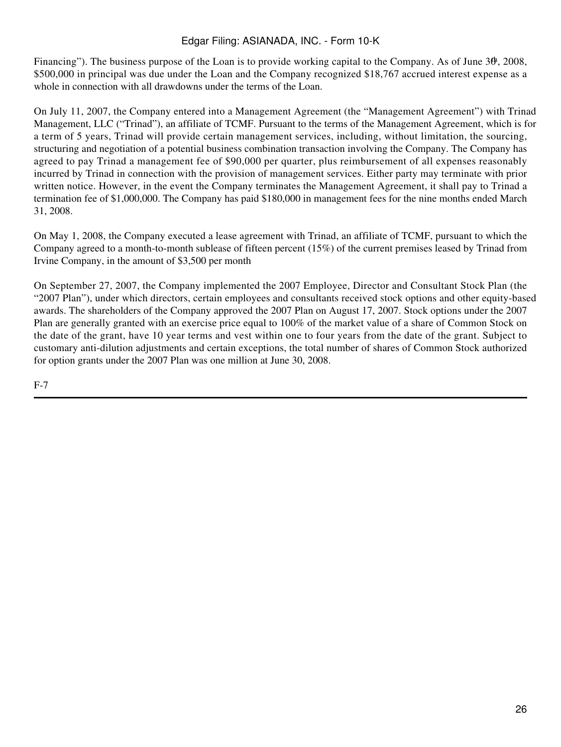Financing”). The business purpose of the Loan is to provide working capital to the Company. As of June 30, 2008, $500,000 in principal was due under the Loan and the Company recognized $18,767 accrued interest expense as a whole in connection with all drawdowns under the terms of the Loan.

On July 11, 2007, the Company entered into a Management Agreement (the “Management Agreement”) with Trinad Management, LLC (“Trinad”), an affiliate of TCMF. Pursuant to the terms of the Management Agreement, which is for a term of 5 years, Trinad will provide certain management services, including, without limitation, the sourcing, structuring and negotiation of a potential business combination transaction involving the Company. The Company has agreed to pay Trinad a management fee of $90,000 per quarter, plus reimbursement of all expenses reasonably incurred by Trinad in connection with the provision of management services. Either party may terminate with prior written notice. However, in the event the Company terminates the Management Agreement, it shall pay to Trinad a termination fee of $1,000,000. The Company has paid $180,000 in management fees for the nine months ended March 31, 2008.

On May 1, 2008, the Company executed a lease agreement with Trinad, an affiliate of TCMF, pursuant to which the Company agreed to a month-to-month sublease of fifteen percent (15%) of the current premises leased by Trinad from Irvine Company, in the amount of $3,500 per month

On September 27, 2007, the Company implemented the 2007 Employee, Director and Consultant Stock Plan (the “2007 Plan”), under which directors, certain employees and consultants received stock options and other equity-based awards. The shareholders of the Company approved the 2007 Plan on August 17, 2007. Stock options under the 2007 Plan are generally granted with an exercise price equal to 100% of the market value of a share of Common Stock on the date of the grant, have 10 year terms and vest within one to four years from the date of the grant. Subject to customary anti-dilution adjustments and certain exceptions, the total number of shares of Common Stock authorized for option grants under the 2007 Plan was one million at June 30, 2008.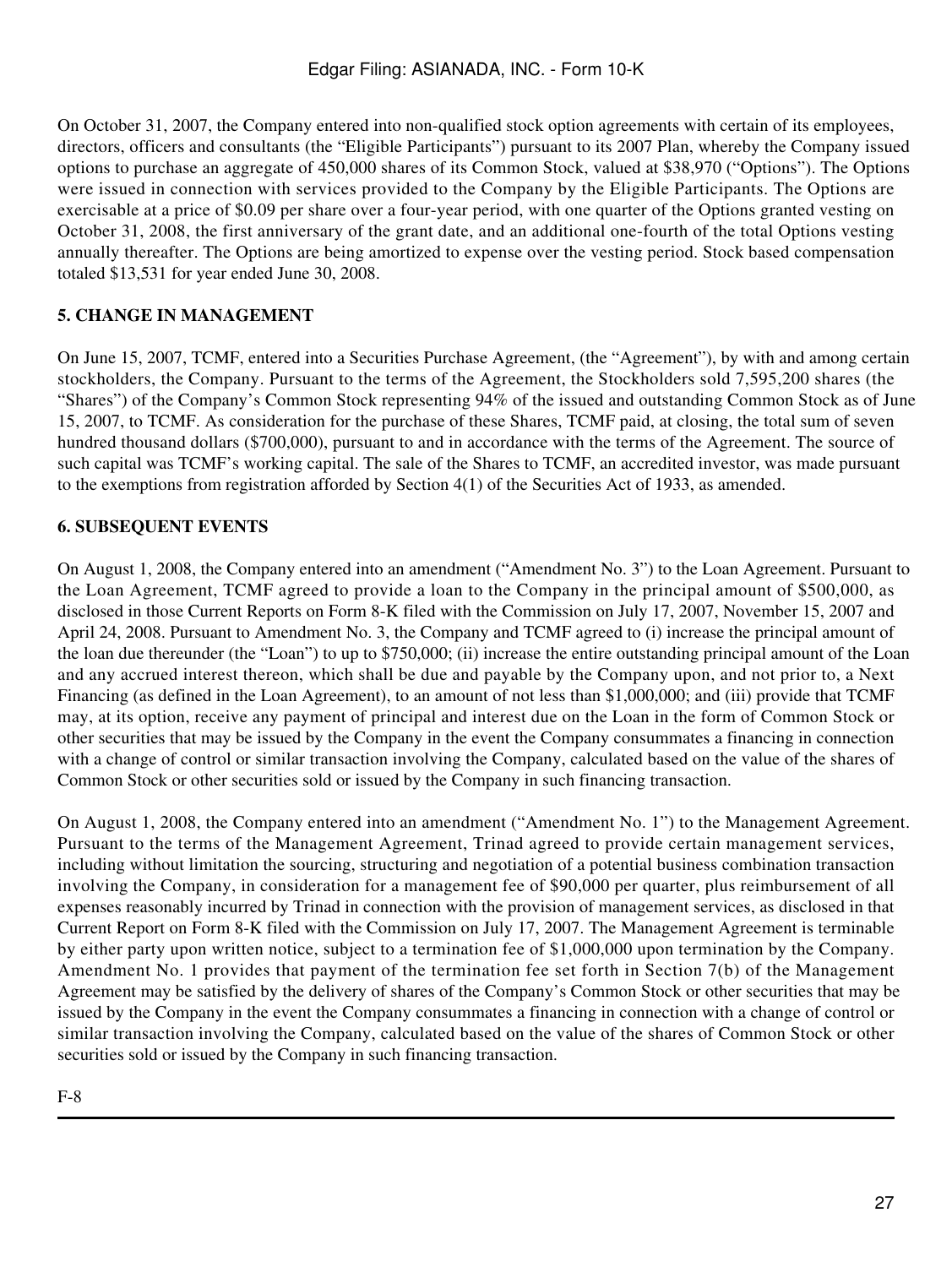On October 31, 2007, the Company entered into non-qualified stock option agreements with certain of its employees, directors, officers and consultants (the "Eligible Participants") pursuant to its 2007 Plan, whereby the Company issued options to purchase an aggregate of 450,000 shares of its Common Stock, valued at $38,970 ("Options"). The Options were issued in connection with services provided to the Company by the Eligible Participants. The Options are exercisable at a price of $0.09 per share over a four-year period, with one quarter of the Options granted vesting on October 31, 2008, the first anniversary of the grant date, and an additional one-fourth of the total Options vesting annually thereafter. The Options are being amortized to expense over the vesting period. Stock based compensation totaled $13,531 for year ended June 30, 2008.

**5. CHANGE IN MANAGEMENT**

On June 15, 2007, TCMF, entered into a Securities Purchase Agreement, (the "Agreement"), by with and among certain stockholders, the Company. Pursuant to the terms of the Agreement, the Stockholders sold 7,595,200 shares (the "Shares") of the Company's Common Stock representing 94% of the issued and outstanding Common Stock as of June 15, 2007, to TCMF. As consideration for the purchase of these Shares, TCMF paid, at closing, the total sum of seven hundred thousand dollars ($700,000), pursuant to and in accordance with the terms of the Agreement. The source of such capital was TCMF's working capital. The sale of the Shares to TCMF, an accredited investor, was made pursuant to the exemptions from registration afforded by Section 4(1) of the Securities Act of 1933, as amended.

**6. SUBSEQUENT EVENTS**

On August 1, 2008, the Company entered into an amendment ("Amendment No. 3") to the Loan Agreement. Pursuant to the Loan Agreement, TCMF agreed to provide a loan to the Company in the principal amount of $500,000, as disclosed in those Current Reports on Form 8-K filed with the Commission on July 17, 2007, November 15, 2007 and April 24, 2008. Pursuant to Amendment No. 3, the Company and TCMF agreed to (i) increase the principal amount of the loan due thereunder (the "Loan") to up to $750,000; (ii) increase the entire outstanding principal amount of the Loan and any accrued interest thereon, which shall be due and payable by the Company upon, and not prior to, a Next Financing (as defined in the Loan Agreement), to an amount of not less than $1,000,000; and (iii) provide that TCMF may, at its option, receive any payment of principal and interest due on the Loan in the form of Common Stock or other securities that may be issued by the Company in the event the Company consummates a financing in connection with a change of control or similar transaction involving the Company, calculated based on the value of the shares of Common Stock or other securities sold or issued by the Company in such financing transaction.

On August 1, 2008, the Company entered into an amendment ("Amendment No. 1") to the Management Agreement. Pursuant to the terms of the Management Agreement, Trinad agreed to provide certain management services, including without limitation the sourcing, structuring and negotiation of a potential business combination transaction involving the Company, in consideration for a management fee of $90,000 per quarter, plus reimbursement of all expenses reasonably incurred by Trinad in connection with the provision of management services, as disclosed in that Current Report on Form 8-K filed with the Commission on July 17, 2007. The Management Agreement is terminable by either party upon written notice, subject to a termination fee of $1,000,000 upon termination by the Company. Amendment No. 1 provides that payment of the termination fee set forth in Section 7(b) of the Management Agreement may be satisfied by the delivery of shares of the Company's Common Stock or other securities that may be issued by the Company in the event the Company consummates a financing in connection with a change of control or similar transaction involving the Company, calculated based on the value of the shares of Common Stock or other securities sold or issued by the Company in such financing transaction.

F-8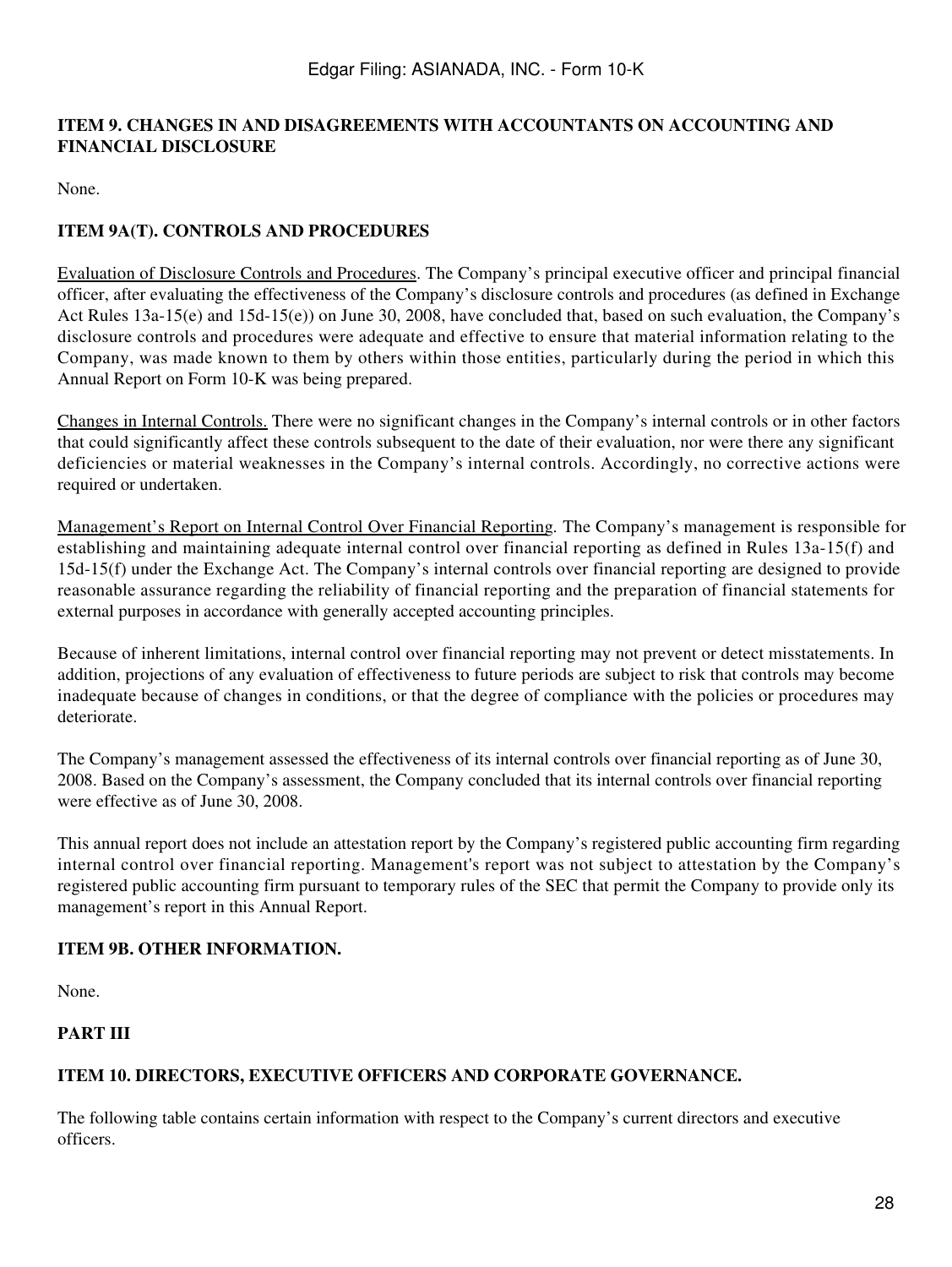## ITEM 9. CHANGES IN AND DISAGREEMENTS WITH ACCOUNTANTS ON ACCOUNTING AND FINANCIAL DISCLOSURE

None.

## ITEM 9A(T). CONTROLS AND PROCEDURES

Evaluation of Disclosure Controls and Procedures. The Company's principal executive officer and principal financial officer, after evaluating the effectiveness of the Company's disclosure controls and procedures (as defined in Exchange Act Rules 13a-15(e) and 15d-15(e)) on June 30, 2008, have concluded that, based on such evaluation, the Company's disclosure controls and procedures were adequate and effective to ensure that material information relating to the Company, was made known to them by others within those entities, particularly during the period in which this Annual Report on Form 10-K was being prepared.

Changes in Internal Controls. There were no significant changes in the Company's internal controls or in other factors that could significantly affect these controls subsequent to the date of their evaluation, nor were there any significant deficiencies or material weaknesses in the Company's internal controls. Accordingly, no corrective actions were required or undertaken.

Management's Report on Internal Control Over Financial Reporting. The Company's management is responsible for establishing and maintaining adequate internal control over financial reporting as defined in Rules 13a-15(f) and 15d-15(f) under the Exchange Act. The Company's internal controls over financial reporting are designed to provide reasonable assurance regarding the reliability of financial reporting and the preparation of financial statements for external purposes in accordance with generally accepted accounting principles.

Because of inherent limitations, internal control over financial reporting may not prevent or detect misstatements. In addition, projections of any evaluation of effectiveness to future periods are subject to risk that controls may become inadequate because of changes in conditions, or that the degree of compliance with the policies or procedures may deteriorate.

The Company's management assessed the effectiveness of its internal controls over financial reporting as of June 30, 2008. Based on the Company's assessment, the Company concluded that its internal controls over financial reporting were effective as of June 30, 2008.

This annual report does not include an attestation report by the Company's registered public accounting firm regarding internal control over financial reporting. Management's report was not subject to attestation by the Company's registered public accounting firm pursuant to temporary rules of the SEC that permit the Company to provide only its management's report in this Annual Report.

## ITEM 9B. OTHER INFORMATION.

None.

# PART III

## ITEM 10. DIRECTORS, EXECUTIVE OFFICERS AND CORPORATE GOVERNANCE.

The following table contains certain information with respect to the Company's current directors and executive officers.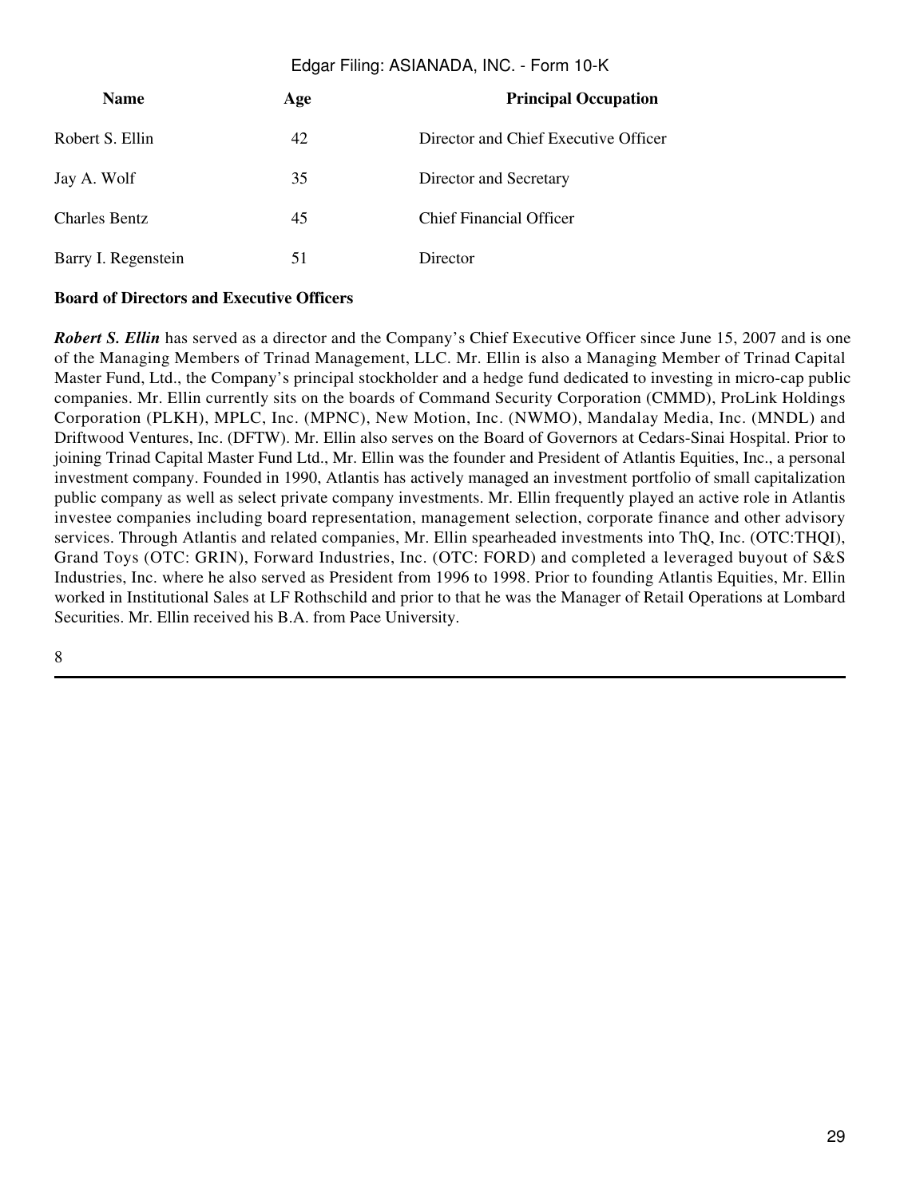| Name | Age | Principal Occupation |
| --- | --- | --- |
| Robert S. Ellin | 42 | Director and Chief Executive Officer |
| Jay A. Wolf | 35 | Director and Secretary |
| Charles Bentz | 45 | Chief Financial Officer |
| Barry I. Regenstein | 51 | Director |

**Board of Directors and Executive Officers**

***Robert S. Ellin*** has served as a director and the Company's Chief Executive Officer since June 15, 2007 and is one of the Managing Members of Trinad Management, LLC. Mr. Ellin is also a Managing Member of Trinad Capital Master Fund, Ltd., the Company's principal stockholder and a hedge fund dedicated to investing in micro-cap public companies. Mr. Ellin currently sits on the boards of Command Security Corporation (CMMD), ProLink Holdings Corporation (PLKH), MPLC, Inc. (MPNC), New Motion, Inc. (NWMO), Mandalay Media, Inc. (MNDL) and Driftwood Ventures, Inc. (DFTW). Mr. Ellin also serves on the Board of Governors at Cedars-Sinai Hospital. Prior to joining Trinad Capital Master Fund Ltd., Mr. Ellin was the founder and President of Atlantis Equities, Inc., a personal investment company. Founded in 1990, Atlantis has actively managed an investment portfolio of small capitalization public company as well as select private company investments. Mr. Ellin frequently played an active role in Atlantis investee companies including board representation, management selection, corporate finance and other advisory services. Through Atlantis and related companies, Mr. Ellin spearheaded investments into ThQ, Inc. (OTC:THQI), Grand Toys (OTC: GRIN), Forward Industries, Inc. (OTC: FORD) and completed a leveraged buyout of S&S Industries, Inc. where he also served as President from 1996 to 1998. Prior to founding Atlantis Equities, Mr. Ellin worked in Institutional Sales at LF Rothschild and prior to that he was the Manager of Retail Operations at Lombard Securities. Mr. Ellin received his B.A. from Pace University.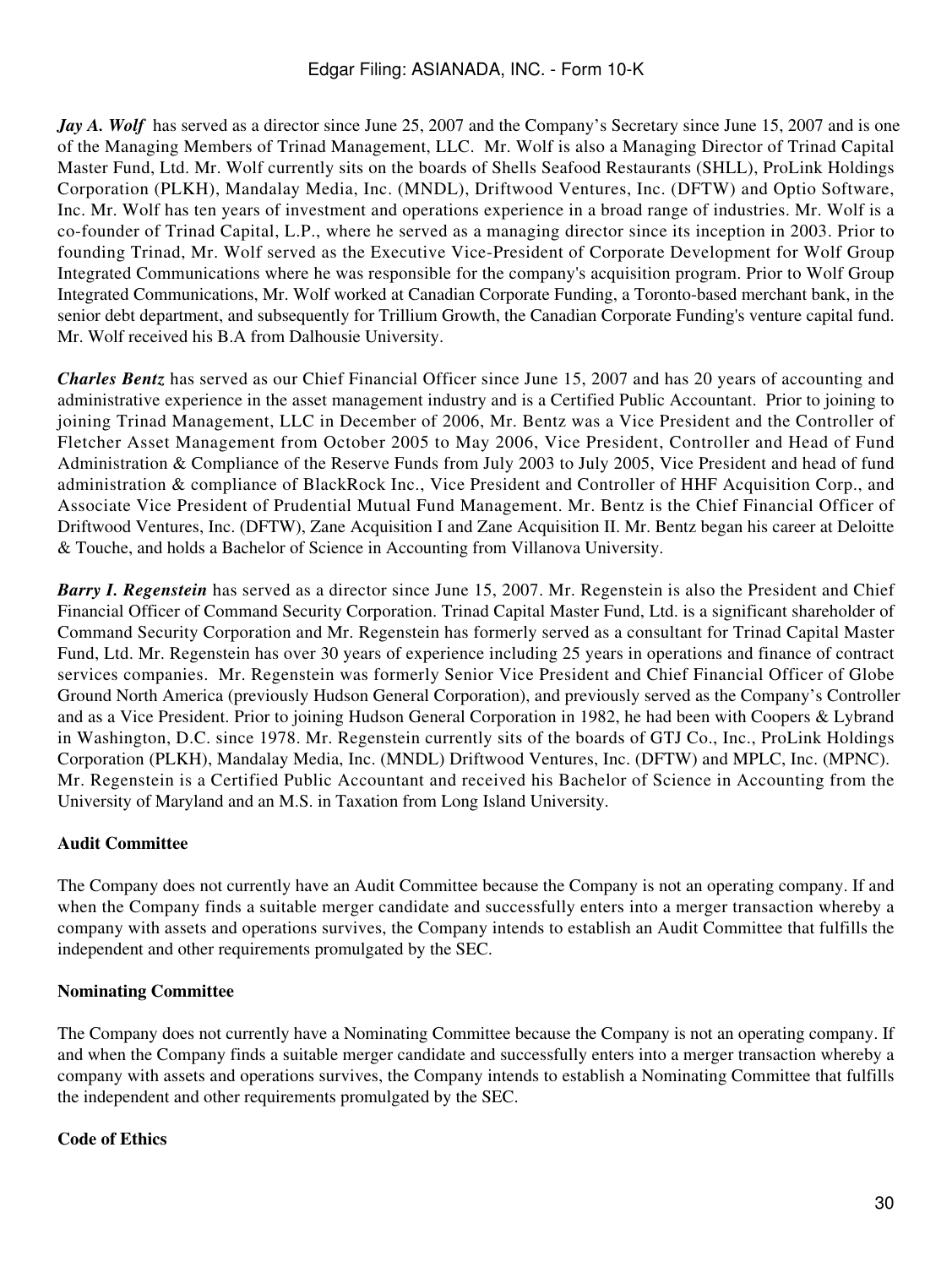***Jay A. Wolf*** has served as a director since June 25, 2007 and the Company's Secretary since June 15, 2007 and is one of the Managing Members of Trinad Management, LLC. Mr. Wolf is also a Managing Director of Trinad Capital Master Fund, Ltd. Mr. Wolf currently sits on the boards of Shells Seafood Restaurants (SHLL), ProLink Holdings Corporation (PLKH), Mandalay Media, Inc. (MNDL), Driftwood Ventures, Inc. (DFTW) and Optio Software, Inc. Mr. Wolf has ten years of investment and operations experience in a broad range of industries. Mr. Wolf is a co-founder of Trinad Capital, L.P., where he served as a managing director since its inception in 2003. Prior to founding Trinad, Mr. Wolf served as the Executive Vice-President of Corporate Development for Wolf Group Integrated Communications where he was responsible for the company's acquisition program. Prior to Wolf Group Integrated Communications, Mr. Wolf worked at Canadian Corporate Funding, a Toronto-based merchant bank, in the senior debt department, and subsequently for Trillium Growth, the Canadian Corporate Funding's venture capital fund. Mr. Wolf received his B.A from Dalhousie University.

***Charles Bentz*** has served as our Chief Financial Officer since June 15, 2007 and has 20 years of accounting and administrative experience in the asset management industry and is a Certified Public Accountant. Prior to joining to joining Trinad Management, LLC in December of 2006, Mr. Bentz was a Vice President and the Controller of Fletcher Asset Management from October 2005 to May 2006, Vice President, Controller and Head of Fund Administration & Compliance of the Reserve Funds from July 2003 to July 2005, Vice President and head of fund administration & compliance of BlackRock Inc., Vice President and Controller of HHF Acquisition Corp., and Associate Vice President of Prudential Mutual Fund Management. Mr. Bentz is the Chief Financial Officer of Driftwood Ventures, Inc. (DFTW), Zane Acquisition I and Zane Acquisition II. Mr. Bentz began his career at Deloitte & Touche, and holds a Bachelor of Science in Accounting from Villanova University.

***Barry I. Regenstein*** has served as a director since June 15, 2007. Mr. Regenstein is also the President and Chief Financial Officer of Command Security Corporation. Trinad Capital Master Fund, Ltd. is a significant shareholder of Command Security Corporation and Mr. Regenstein has formerly served as a consultant for Trinad Capital Master Fund, Ltd. Mr. Regenstein has over 30 years of experience including 25 years in operations and finance of contract services companies. Mr. Regenstein was formerly Senior Vice President and Chief Financial Officer of Globe Ground North America (previously Hudson General Corporation), and previously served as the Company's Controller and as a Vice President. Prior to joining Hudson General Corporation in 1982, he had been with Coopers & Lybrand in Washington, D.C. since 1978. Mr. Regenstein currently sits of the boards of GTJ Co., Inc., ProLink Holdings Corporation (PLKH), Mandalay Media, Inc. (MNDL) Driftwood Ventures, Inc. (DFTW) and MPLC, Inc. (MPNC). Mr. Regenstein is a Certified Public Accountant and received his Bachelor of Science in Accounting from the University of Maryland and an M.S. in Taxation from Long Island University.

**Audit Committee**

The Company does not currently have an Audit Committee because the Company is not an operating company. If and when the Company finds a suitable merger candidate and successfully enters into a merger transaction whereby a company with assets and operations survives, the Company intends to establish an Audit Committee that fulfills the independent and other requirements promulgated by the SEC.

**Nominating Committee**

The Company does not currently have a Nominating Committee because the Company is not an operating company. If and when the Company finds a suitable merger candidate and successfully enters into a merger transaction whereby a company with assets and operations survives, the Company intends to establish a Nominating Committee that fulfills the independent and other requirements promulgated by the SEC.

**Code of Ethics**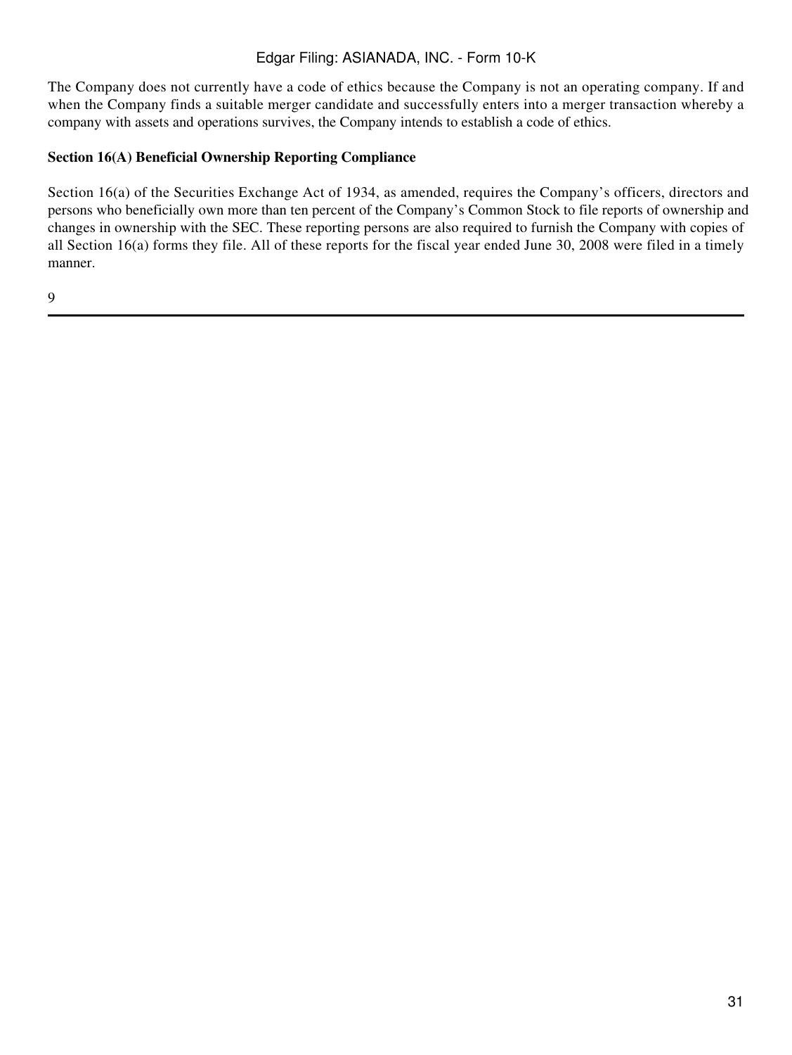The Company does not currently have a code of ethics because the Company is not an operating company. If and when the Company finds a suitable merger candidate and successfully enters into a merger transaction whereby a company with assets and operations survives, the Company intends to establish a code of ethics.

**Section 16(A) Beneficial Ownership Reporting Compliance**

Section 16(a) of the Securities Exchange Act of 1934, as amended, requires the Company's officers, directors and persons who beneficially own more than ten percent of the Company's Common Stock to file reports of ownership and changes in ownership with the SEC. These reporting persons are also required to furnish the Company with copies of all Section 16(a) forms they file. All of these reports for the fiscal year ended June 30, 2008 were filed in a timely manner.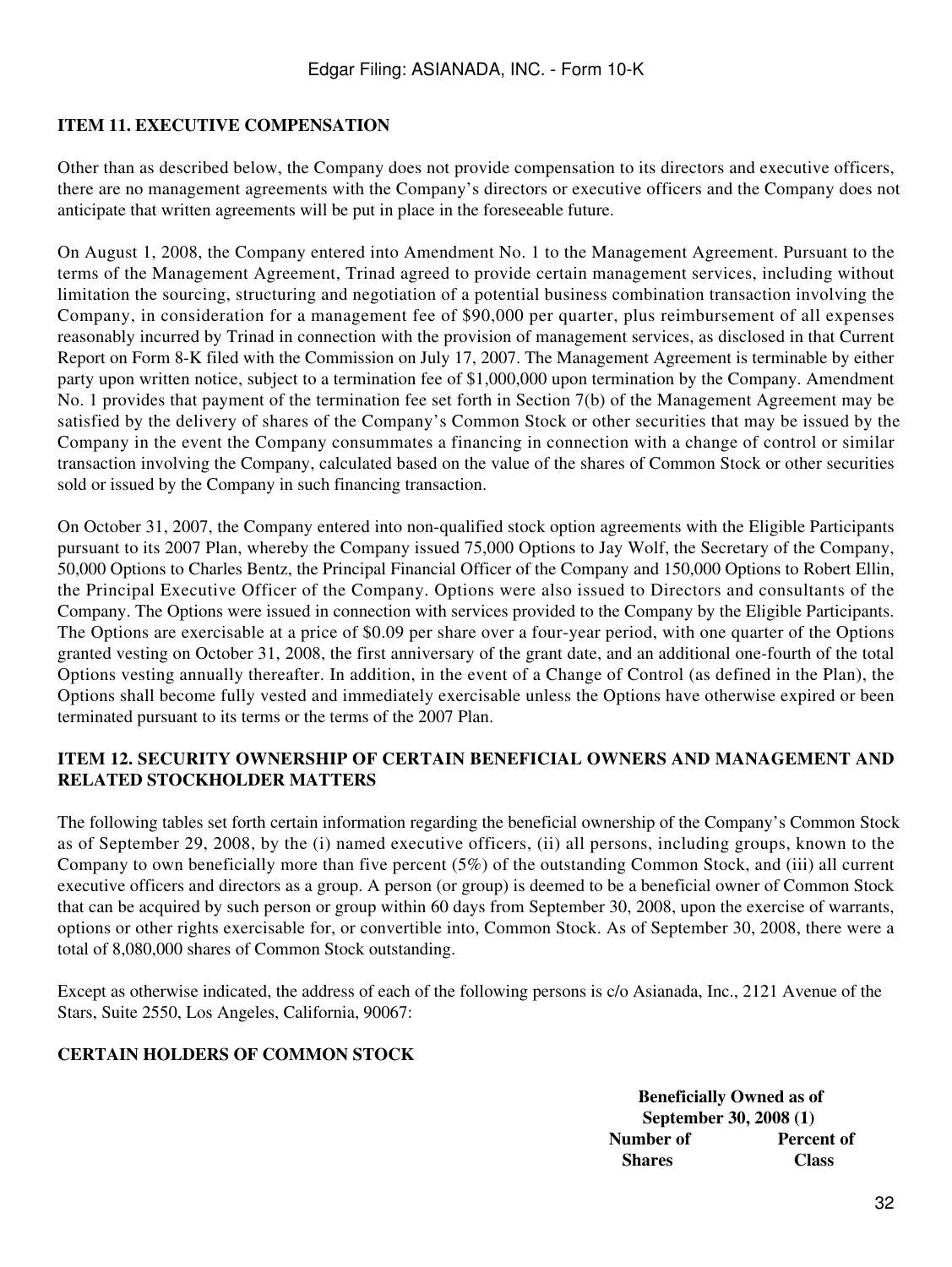## ITEM 11. EXECUTIVE COMPENSATION

Other than as described below, the Company does not provide compensation to its directors and executive officers, there are no management agreements with the Company's directors or executive officers and the Company does not anticipate that written agreements will be put in place in the foreseeable future.

On August 1, 2008, the Company entered into Amendment No. 1 to the Management Agreement. Pursuant to the terms of the Management Agreement, Trinad agreed to provide certain management services, including without limitation the sourcing, structuring and negotiation of a potential business combination transaction involving the Company, in consideration for a management fee of $90,000 per quarter, plus reimbursement of all expenses reasonably incurred by Trinad in connection with the provision of management services, as disclosed in that Current Report on Form 8-K filed with the Commission on July 17, 2007. The Management Agreement is terminable by either party upon written notice, subject to a termination fee of $1,000,000 upon termination by the Company. Amendment No. 1 provides that payment of the termination fee set forth in Section 7(b) of the Management Agreement may be satisfied by the delivery of shares of the Company's Common Stock or other securities that may be issued by the Company in the event the Company consummates a financing in connection with a change of control or similar transaction involving the Company, calculated based on the value of the shares of Common Stock or other securities sold or issued by the Company in such financing transaction.

On October 31, 2007, the Company entered into non-qualified stock option agreements with the Eligible Participants pursuant to its 2007 Plan, whereby the Company issued 75,000 Options to Jay Wolf, the Secretary of the Company, 50,000 Options to Charles Bentz, the Principal Financial Officer of the Company and 150,000 Options to Robert Ellin, the Principal Executive Officer of the Company. Options were also issued to Directors and consultants of the Company. The Options were issued in connection with services provided to the Company by the Eligible Participants. The Options are exercisable at a price of $0.09 per share over a four-year period, with one quarter of the Options granted vesting on October 31, 2008, the first anniversary of the grant date, and an additional one-fourth of the total Options vesting annually thereafter. In addition, in the event of a Change of Control (as defined in the Plan), the Options shall become fully vested and immediately exercisable unless the Options have otherwise expired or been terminated pursuant to its terms or the terms of the 2007 Plan.

## ITEM 12. SECURITY OWNERSHIP OF CERTAIN BENEFICIAL OWNERS AND MANAGEMENT AND RELATED STOCKHOLDER MATTERS

The following tables set forth certain information regarding the beneficial ownership of the Company's Common Stock as of September 29, 2008, by the (i) named executive officers, (ii) all persons, including groups, known to the Company to own beneficially more than five percent (5%) of the outstanding Common Stock, and (iii) all current executive officers and directors as a group. A person (or group) is deemed to be a beneficial owner of Common Stock that can be acquired by such person or group within 60 days from September 30, 2008, upon the exercise of warrants, options or other rights exercisable for, or convertible into, Common Stock. As of September 30, 2008, there were a total of 8,080,000 shares of Common Stock outstanding.

Except as otherwise indicated, the address of each of the following persons is c/o Asianada, Inc., 2121 Avenue of the Stars, Suite 2550, Los Angeles, California, 90067:

**CERTAIN HOLDERS OF COMMON STOCK**

| | Beneficially Owned as of September 30, 2008 (1) | |
|---|---|---|
| | Number of Shares | Percent of Class |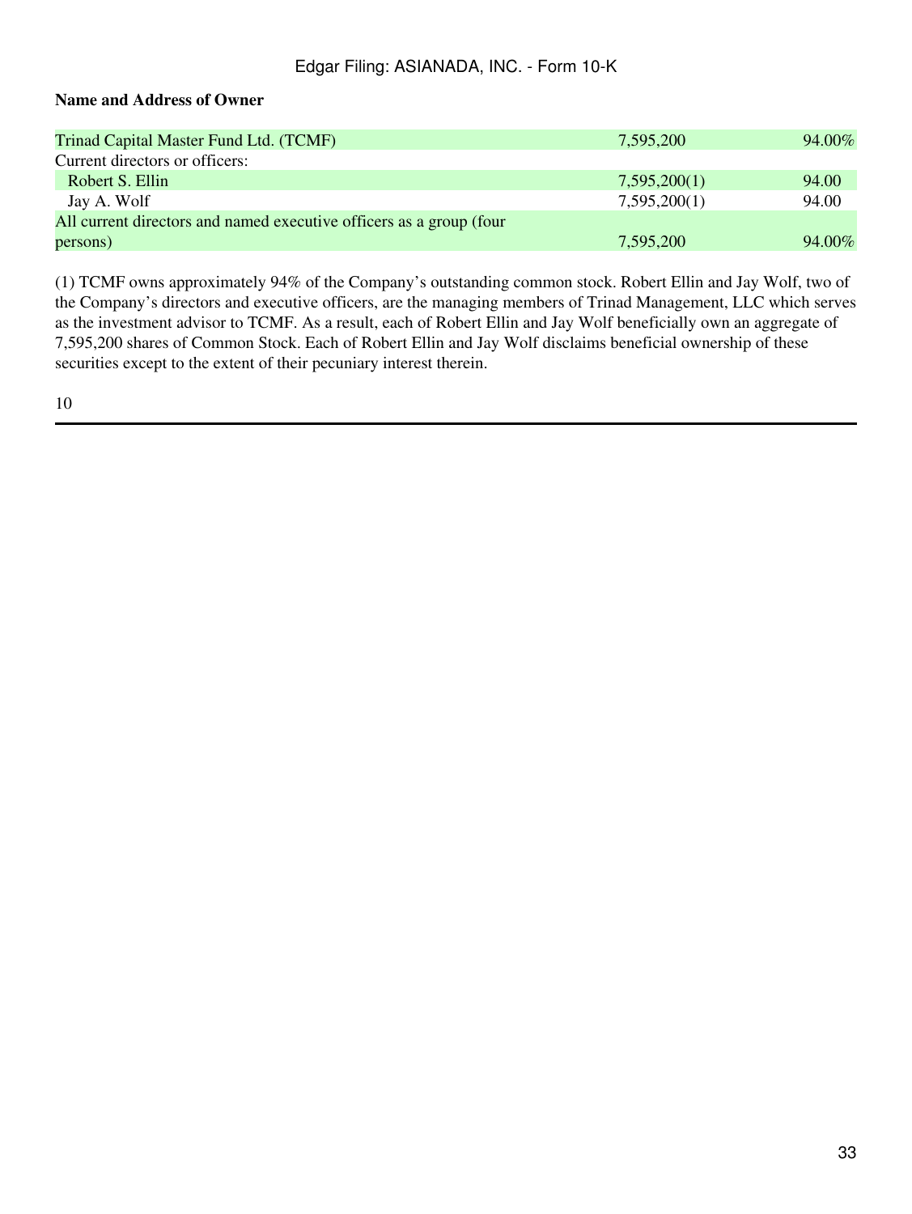**Name and Address of Owner**

| | | |
|---|---|---|
| Trinad Capital Master Fund Ltd. (TCMF) | 7,595,200 | 94.00% |
| Current directors or officers: | | |
| Robert S. Ellin | 7,595,200(1) | 94.00 |
| Jay A. Wolf | 7,595,200(1) | 94.00 |
| All current directors and named executive officers as a group (four persons) | 7,595,200 | 94.00% |

(1) TCMF owns approximately 94% of the Company's outstanding common stock. Robert Ellin and Jay Wolf, two of the Company's directors and executive officers, are the managing members of Trinad Management, LLC which serves as the investment advisor to TCMF. As a result, each of Robert Ellin and Jay Wolf beneficially own an aggregate of 7,595,200 shares of Common Stock. Each of Robert Ellin and Jay Wolf disclaims beneficial ownership of these securities except to the extent of their pecuniary interest therein.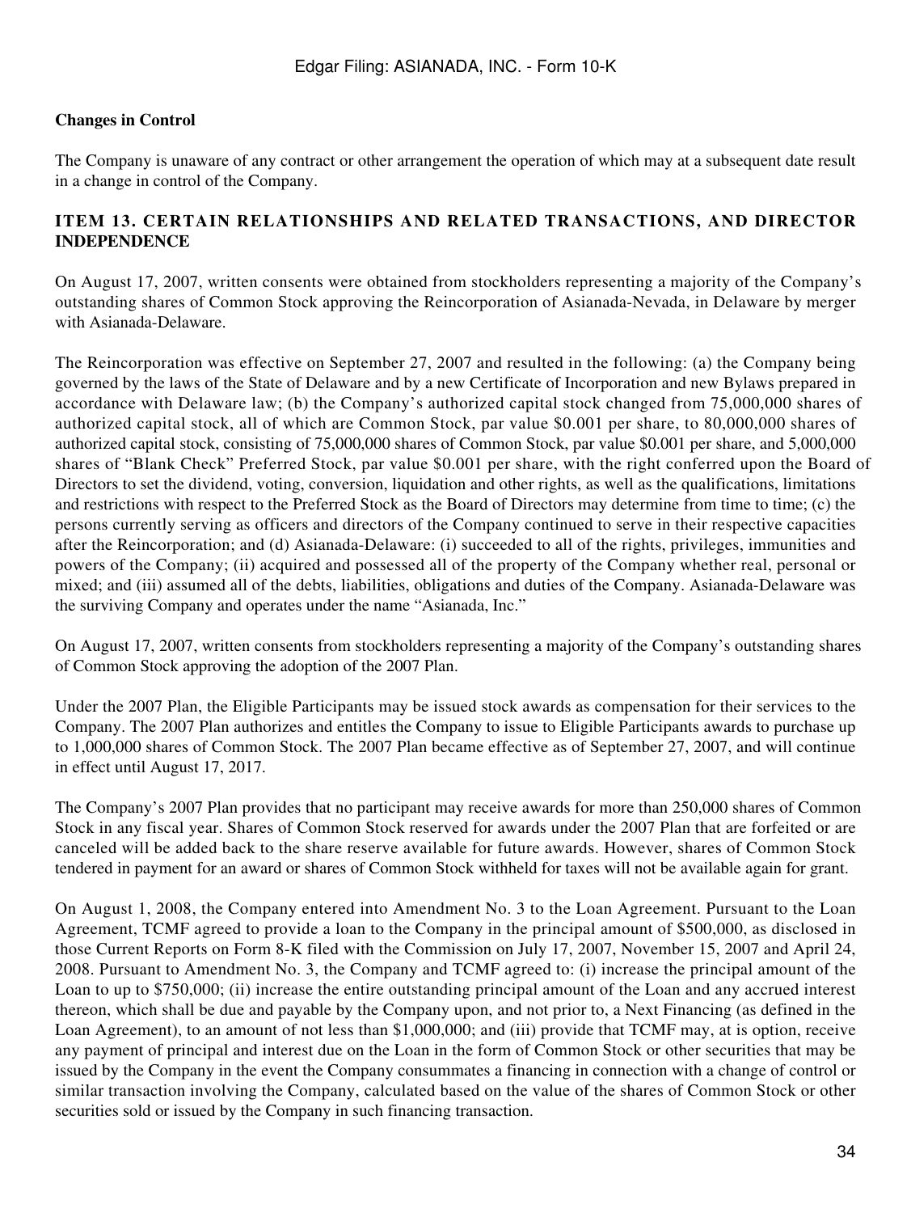**Changes in Control**

The Company is unaware of any contract or other arrangement the operation of which may at a subsequent date result in a change in control of the Company.

## ITEM 13. CERTAIN RELATIONSHIPS AND RELATED TRANSACTIONS, AND DIRECTOR INDEPENDENCE

On August 17, 2007, written consents were obtained from stockholders representing a majority of the Company's outstanding shares of Common Stock approving the Reincorporation of Asianada-Nevada, in Delaware by merger with Asianada-Delaware.

The Reincorporation was effective on September 27, 2007 and resulted in the following: (a) the Company being governed by the laws of the State of Delaware and by a new Certificate of Incorporation and new Bylaws prepared in accordance with Delaware law; (b) the Company's authorized capital stock changed from 75,000,000 shares of authorized capital stock, all of which are Common Stock, par value $0.001 per share, to 80,000,000 shares of authorized capital stock, consisting of 75,000,000 shares of Common Stock, par value $0.001 per share, and 5,000,000 shares of "Blank Check" Preferred Stock, par value $0.001 per share, with the right conferred upon the Board of Directors to set the dividend, voting, conversion, liquidation and other rights, as well as the qualifications, limitations and restrictions with respect to the Preferred Stock as the Board of Directors may determine from time to time; (c) the persons currently serving as officers and directors of the Company continued to serve in their respective capacities after the Reincorporation; and (d) Asianada-Delaware: (i) succeeded to all of the rights, privileges, immunities and powers of the Company; (ii) acquired and possessed all of the property of the Company whether real, personal or mixed; and (iii) assumed all of the debts, liabilities, obligations and duties of the Company. Asianada-Delaware was the surviving Company and operates under the name "Asianada, Inc."

On August 17, 2007, written consents from stockholders representing a majority of the Company's outstanding shares of Common Stock approving the adoption of the 2007 Plan.

Under the 2007 Plan, the Eligible Participants may be issued stock awards as compensation for their services to the Company. The 2007 Plan authorizes and entitles the Company to issue to Eligible Participants awards to purchase up to 1,000,000 shares of Common Stock. The 2007 Plan became effective as of September 27, 2007, and will continue in effect until August 17, 2017.

The Company's 2007 Plan provides that no participant may receive awards for more than 250,000 shares of Common Stock in any fiscal year. Shares of Common Stock reserved for awards under the 2007 Plan that are forfeited or are canceled will be added back to the share reserve available for future awards. However, shares of Common Stock tendered in payment for an award or shares of Common Stock withheld for taxes will not be available again for grant.

On August 1, 2008, the Company entered into Amendment No. 3 to the Loan Agreement. Pursuant to the Loan Agreement, TCMF agreed to provide a loan to the Company in the principal amount of $500,000, as disclosed in those Current Reports on Form 8-K filed with the Commission on July 17, 2007, November 15, 2007 and April 24, 2008. Pursuant to Amendment No. 3, the Company and TCMF agreed to: (i) increase the principal amount of the Loan to up to $750,000; (ii) increase the entire outstanding principal amount of the Loan and any accrued interest thereon, which shall be due and payable by the Company upon, and not prior to, a Next Financing (as defined in the Loan Agreement), to an amount of not less than $1,000,000; and (iii) provide that TCMF may, at is option, receive any payment of principal and interest due on the Loan in the form of Common Stock or other securities that may be issued by the Company in the event the Company consummates a financing in connection with a change of control or similar transaction involving the Company, calculated based on the value of the shares of Common Stock or other securities sold or issued by the Company in such financing transaction.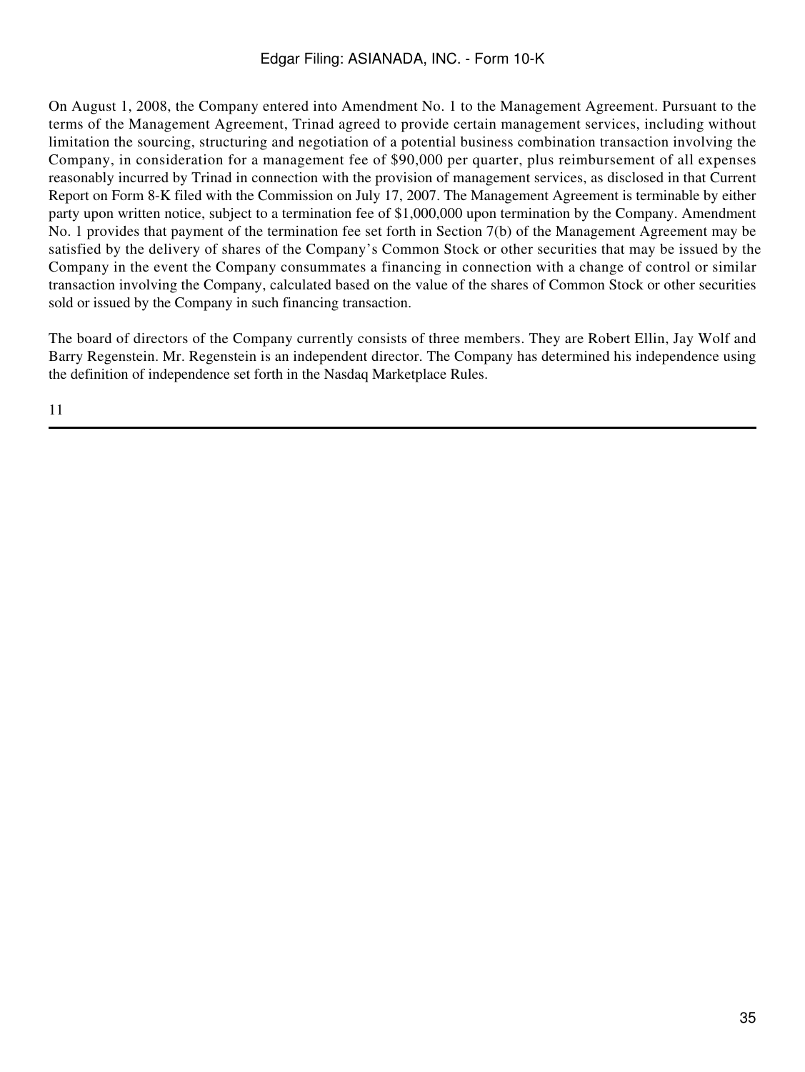On August 1, 2008, the Company entered into Amendment No. 1 to the Management Agreement. Pursuant to the terms of the Management Agreement, Trinad agreed to provide certain management services, including without limitation the sourcing, structuring and negotiation of a potential business combination transaction involving the Company, in consideration for a management fee of $90,000 per quarter, plus reimbursement of all expenses reasonably incurred by Trinad in connection with the provision of management services, as disclosed in that Current Report on Form 8-K filed with the Commission on July 17, 2007. The Management Agreement is terminable by either party upon written notice, subject to a termination fee of $1,000,000 upon termination by the Company. Amendment No. 1 provides that payment of the termination fee set forth in Section 7(b) of the Management Agreement may be satisfied by the delivery of shares of the Company's Common Stock or other securities that may be issued by the Company in the event the Company consummates a financing in connection with a change of control or similar transaction involving the Company, calculated based on the value of the shares of Common Stock or other securities sold or issued by the Company in such financing transaction.

The board of directors of the Company currently consists of three members. They are Robert Ellin, Jay Wolf and Barry Regenstein. Mr. Regenstein is an independent director. The Company has determined his independence using the definition of independence set forth in the Nasdaq Marketplace Rules.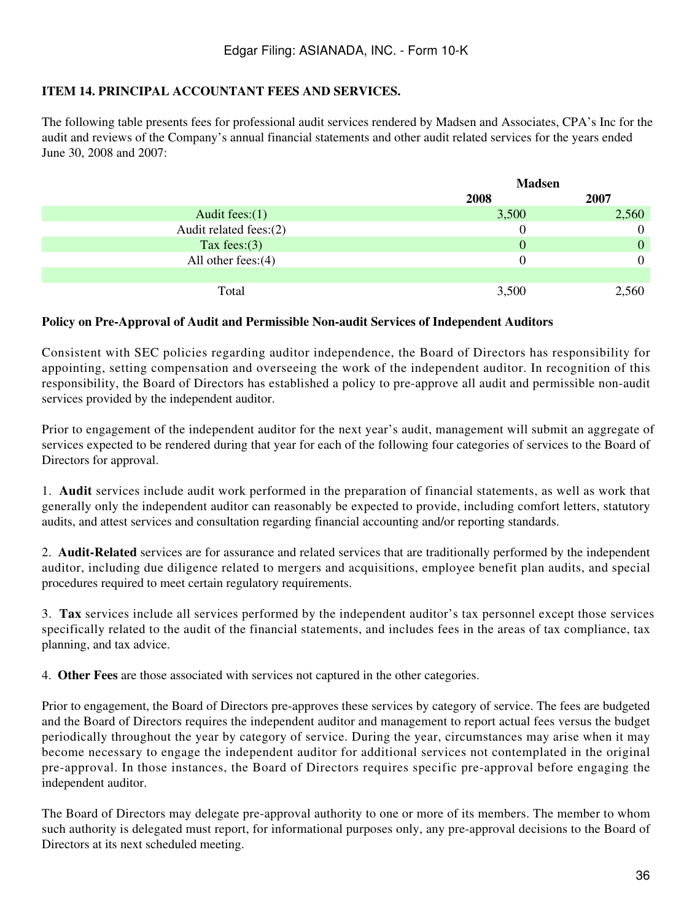### ITEM 14. PRINCIPAL ACCOUNTANT FEES AND SERVICES.

The following table presents fees for professional audit services rendered by Madsen and Associates, CPA's Inc for the audit and reviews of the Company's annual financial statements and other audit related services for the years ended June 30, 2008 and 2007:

| | Madsen | |
|---|---|---|
| | **2008** | **2007** |
| Audit fees:(1) | 3,500 | 2,560 |
| Audit related fees:(2) | 0 | 0 |
| Tax fees:(3) | 0 | 0 |
| All other fees:(4) | 0 | 0 |
| | | |
| Total | 3,500 | 2,560 |

**Policy on Pre-Approval of Audit and Permissible Non-audit Services of Independent Auditors**

Consistent with SEC policies regarding auditor independence, the Board of Directors has responsibility for appointing, setting compensation and overseeing the work of the independent auditor. In recognition of this responsibility, the Board of Directors has established a policy to pre-approve all audit and permissible non-audit services provided by the independent auditor.

Prior to engagement of the independent auditor for the next year's audit, management will submit an aggregate of services expected to be rendered during that year for each of the following four categories of services to the Board of Directors for approval.

1. **Audit** services include audit work performed in the preparation of financial statements, as well as work that generally only the independent auditor can reasonably be expected to provide, including comfort letters, statutory audits, and attest services and consultation regarding financial accounting and/or reporting standards.

2. **Audit-Related** services are for assurance and related services that are traditionally performed by the independent auditor, including due diligence related to mergers and acquisitions, employee benefit plan audits, and special procedures required to meet certain regulatory requirements.

3. **Tax** services include all services performed by the independent auditor's tax personnel except those services specifically related to the audit of the financial statements, and includes fees in the areas of tax compliance, tax planning, and tax advice.

4. **Other Fees** are those associated with services not captured in the other categories.

Prior to engagement, the Board of Directors pre-approves these services by category of service. The fees are budgeted and the Board of Directors requires the independent auditor and management to report actual fees versus the budget periodically throughout the year by category of service. During the year, circumstances may arise when it may become necessary to engage the independent auditor for additional services not contemplated in the original pre-approval. In those instances, the Board of Directors requires specific pre-approval before engaging the independent auditor.

The Board of Directors may delegate pre-approval authority to one or more of its members. The member to whom such authority is delegated must report, for informational purposes only, any pre-approval decisions to the Board of Directors at its next scheduled meeting.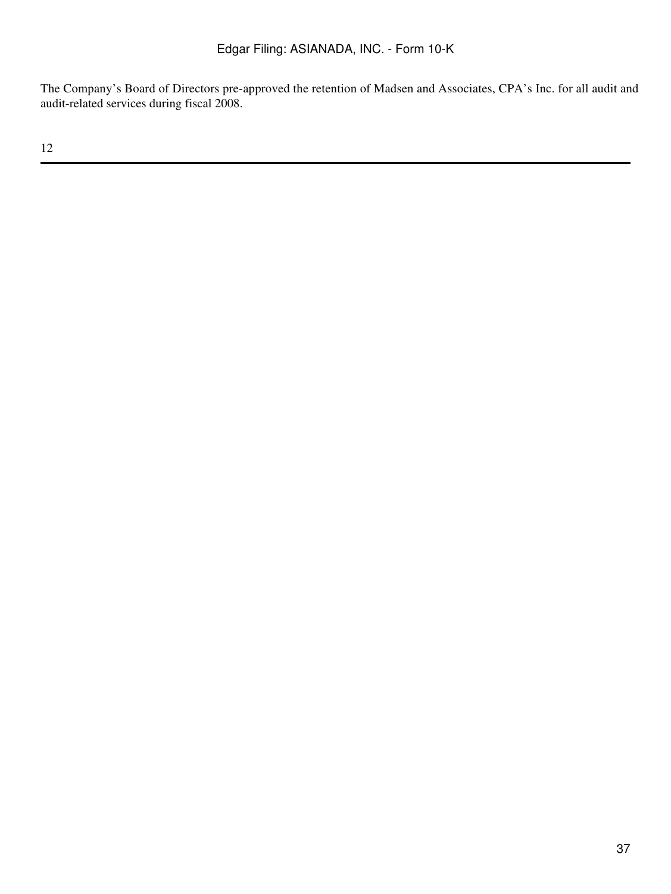The Company's Board of Directors pre-approved the retention of Madsen and Associates, CPA's Inc. for all audit and audit-related services during fiscal 2008.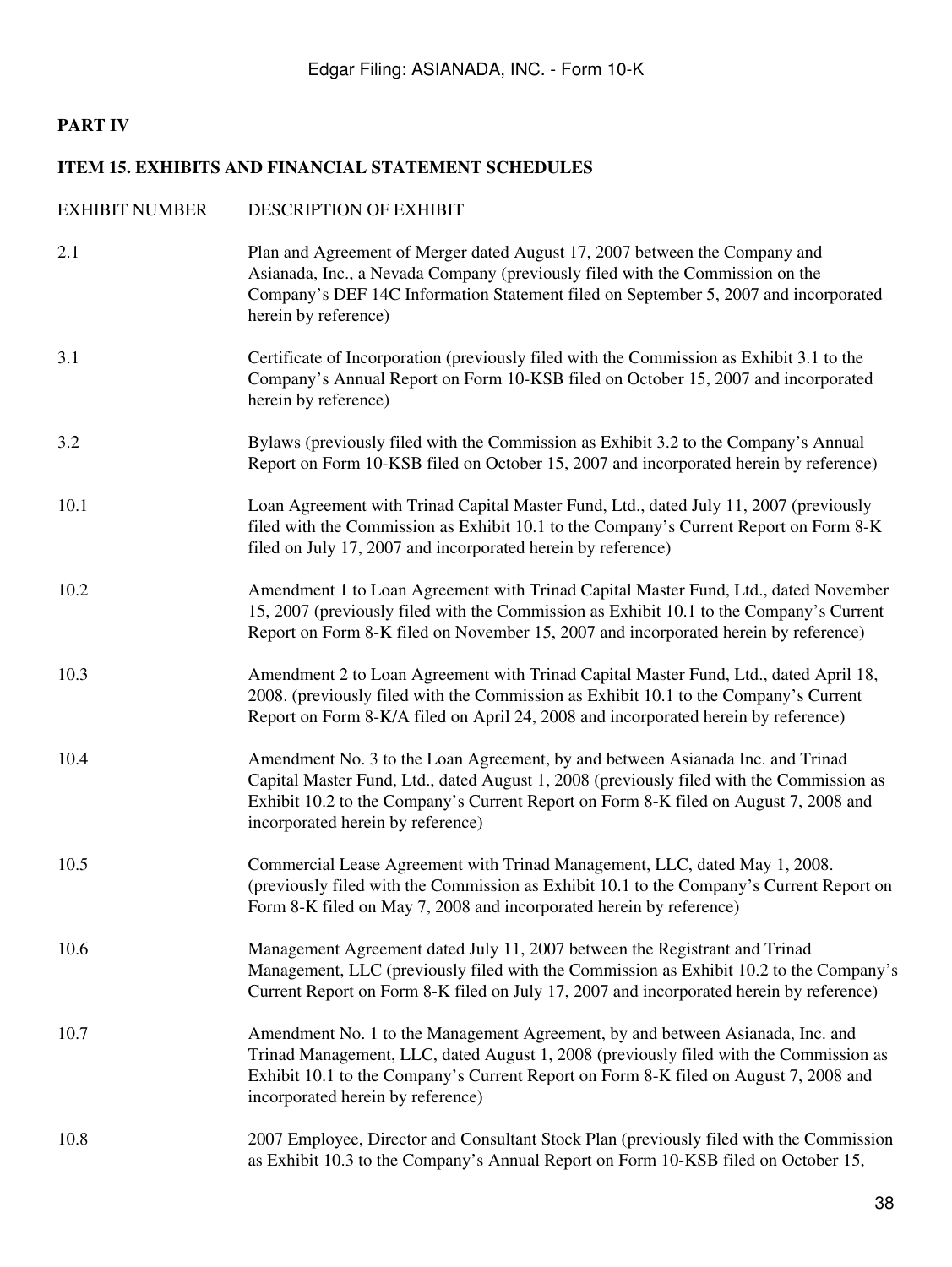## PART IV

## ITEM 15. EXHIBITS AND FINANCIAL STATEMENT SCHEDULES

| EXHIBIT NUMBER | DESCRIPTION OF EXHIBIT |
|---|---|
| 2.1 | Plan and Agreement of Merger dated August 17, 2007 between the Company and Asianada, Inc., a Nevada Company (previously filed with the Commission on the Company's DEF 14C Information Statement filed on September 5, 2007 and incorporated herein by reference) |
| 3.1 | Certificate of Incorporation (previously filed with the Commission as Exhibit 3.1 to the Company's Annual Report on Form 10-KSB filed on October 15, 2007 and incorporated herein by reference) |
| 3.2 | Bylaws (previously filed with the Commission as Exhibit 3.2 to the Company's Annual Report on Form 10-KSB filed on October 15, 2007 and incorporated herein by reference) |
| 10.1 | Loan Agreement with Trinad Capital Master Fund, Ltd., dated July 11, 2007 (previously filed with the Commission as Exhibit 10.1 to the Company's Current Report on Form 8-K filed on July 17, 2007 and incorporated herein by reference) |
| 10.2 | Amendment 1 to Loan Agreement with Trinad Capital Master Fund, Ltd., dated November 15, 2007 (previously filed with the Commission as Exhibit 10.1 to the Company's Current Report on Form 8-K filed on November 15, 2007 and incorporated herein by reference) |
| 10.3 | Amendment 2 to Loan Agreement with Trinad Capital Master Fund, Ltd., dated April 18, 2008. (previously filed with the Commission as Exhibit 10.1 to the Company's Current Report on Form 8-K/A filed on April 24, 2008 and incorporated herein by reference) |
| 10.4 | Amendment No. 3 to the Loan Agreement, by and between Asianada Inc. and Trinad Capital Master Fund, Ltd., dated August 1, 2008 (previously filed with the Commission as Exhibit 10.2 to the Company's Current Report on Form 8-K filed on August 7, 2008 and incorporated herein by reference) |
| 10.5 | Commercial Lease Agreement with Trinad Management, LLC, dated May 1, 2008. (previously filed with the Commission as Exhibit 10.1 to the Company's Current Report on Form 8-K filed on May 7, 2008 and incorporated herein by reference) |
| 10.6 | Management Agreement dated July 11, 2007 between the Registrant and Trinad Management, LLC (previously filed with the Commission as Exhibit 10.2 to the Company's Current Report on Form 8-K filed on July 17, 2007 and incorporated herein by reference) |
| 10.7 | Amendment No. 1 to the Management Agreement, by and between Asianada, Inc. and Trinad Management, LLC, dated August 1, 2008 (previously filed with the Commission as Exhibit 10.1 to the Company's Current Report on Form 8-K filed on August 7, 2008 and incorporated herein by reference) |
| 10.8 | 2007 Employee, Director and Consultant Stock Plan (previously filed with the Commission as Exhibit 10.3 to the Company's Annual Report on Form 10-KSB filed on October 15, |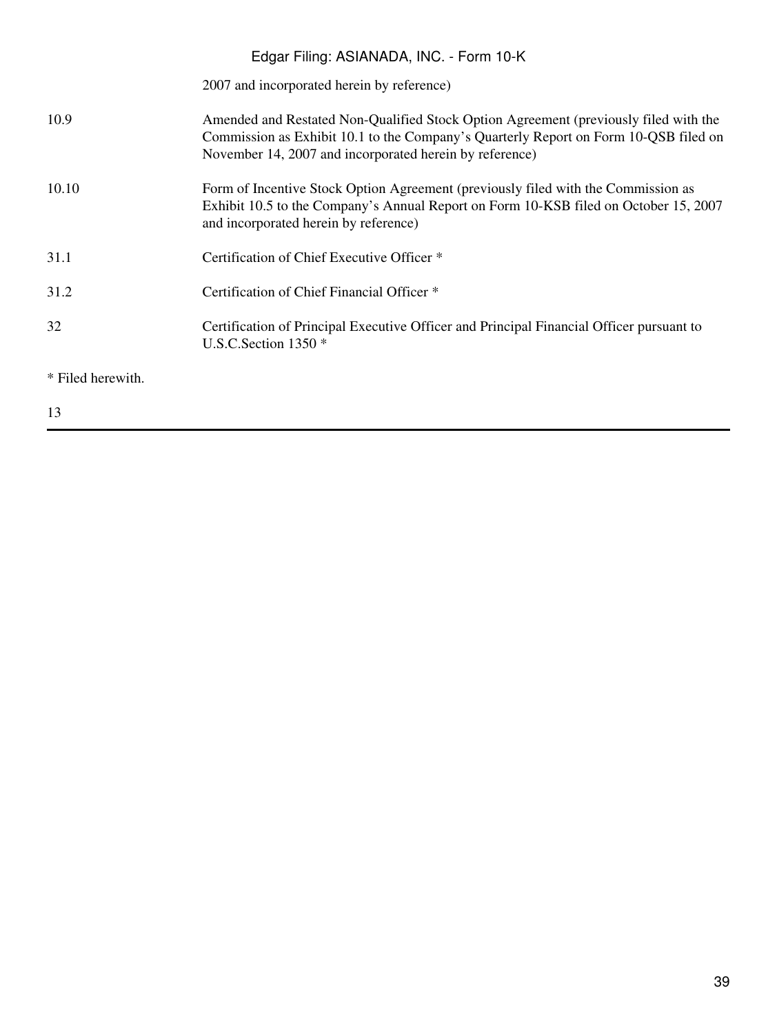| | |
|---|---|
| | 2007 and incorporated herein by reference) |
| 10.9 | Amended and Restated Non-Qualified Stock Option Agreement (previously filed with the Commission as Exhibit 10.1 to the Company's Quarterly Report on Form 10-QSB filed on November 14, 2007 and incorporated herein by reference) |
| 10.10 | Form of Incentive Stock Option Agreement (previously filed with the Commission as Exhibit 10.5 to the Company's Annual Report on Form 10-KSB filed on October 15, 2007 and incorporated herein by reference) |
| 31.1 | Certification of Chief Executive Officer * |
| 31.2 | Certification of Chief Financial Officer * |
| 32 | Certification of Principal Executive Officer and Principal Financial Officer pursuant to U.S.C.Section 1350 * |

* Filed herewith.

13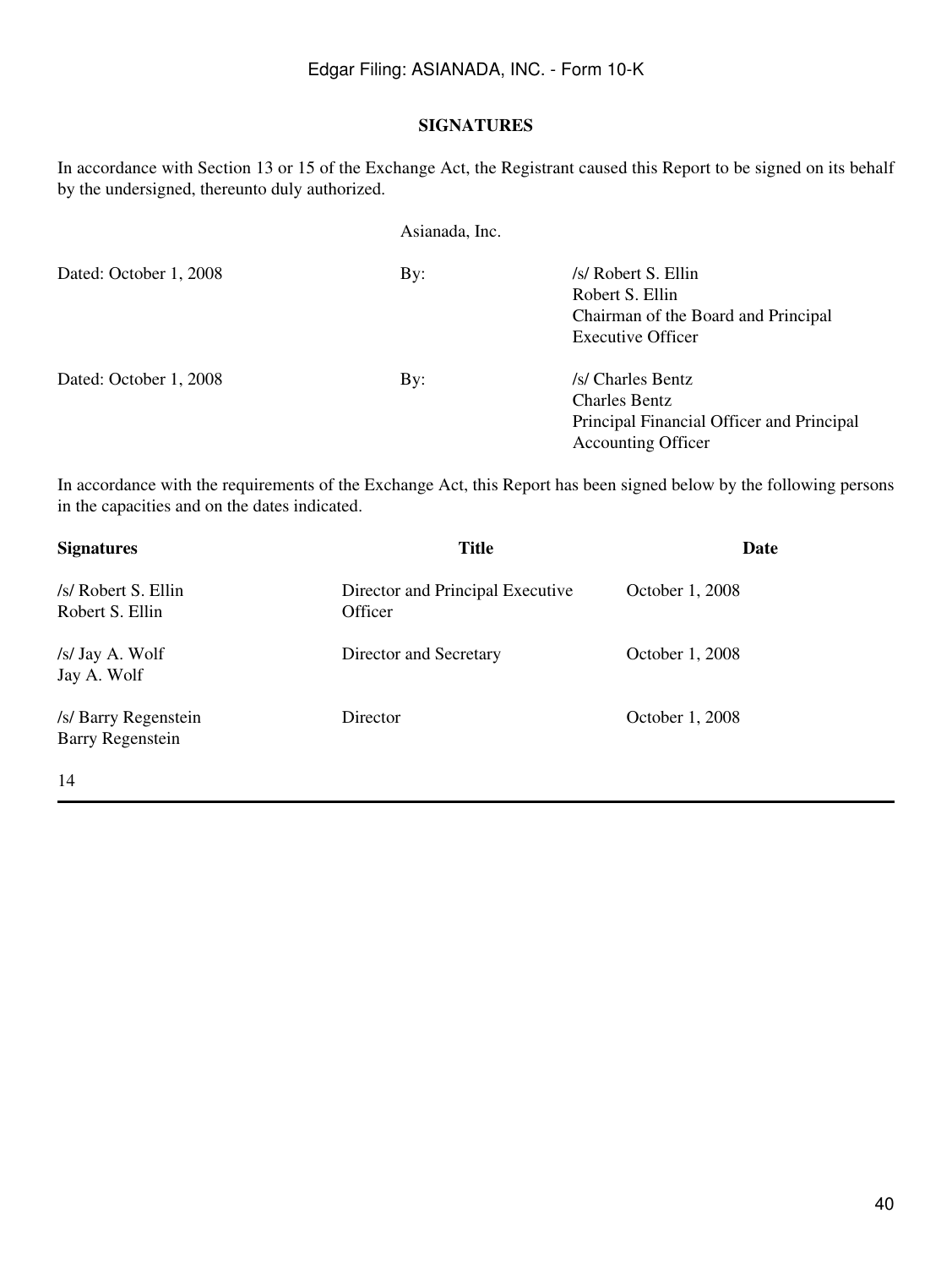## SIGNATURES

In accordance with Section 13 or 15 of the Exchange Act, the Registrant caused this Report to be signed on its behalf by the undersigned, thereunto duly authorized.

| | | |
|---|---|---|
| | Asianada, Inc. | |
| Dated: October 1, 2008 | By: | /s/ Robert S. Ellin<br>Robert S. Ellin<br>Chairman of the Board and Principal Executive Officer |
| Dated: October 1, 2008 | By: | /s/ Charles Bentz<br>Charles Bentz<br>Principal Financial Officer and Principal Accounting Officer |

In accordance with the requirements of the Exchange Act, this Report has been signed below by the following persons in the capacities and on the dates indicated.

| Signatures | Title | Date |
|---|---|---|
| /s/ Robert S. Ellin<br>Robert S. Ellin | Director and Principal Executive Officer | October 1, 2008 |
| /s/ Jay A. Wolf<br>Jay A. Wolf | Director and Secretary | October 1, 2008 |
| /s/ Barry Regenstein<br>Barry Regenstein | Director | October 1, 2008 |